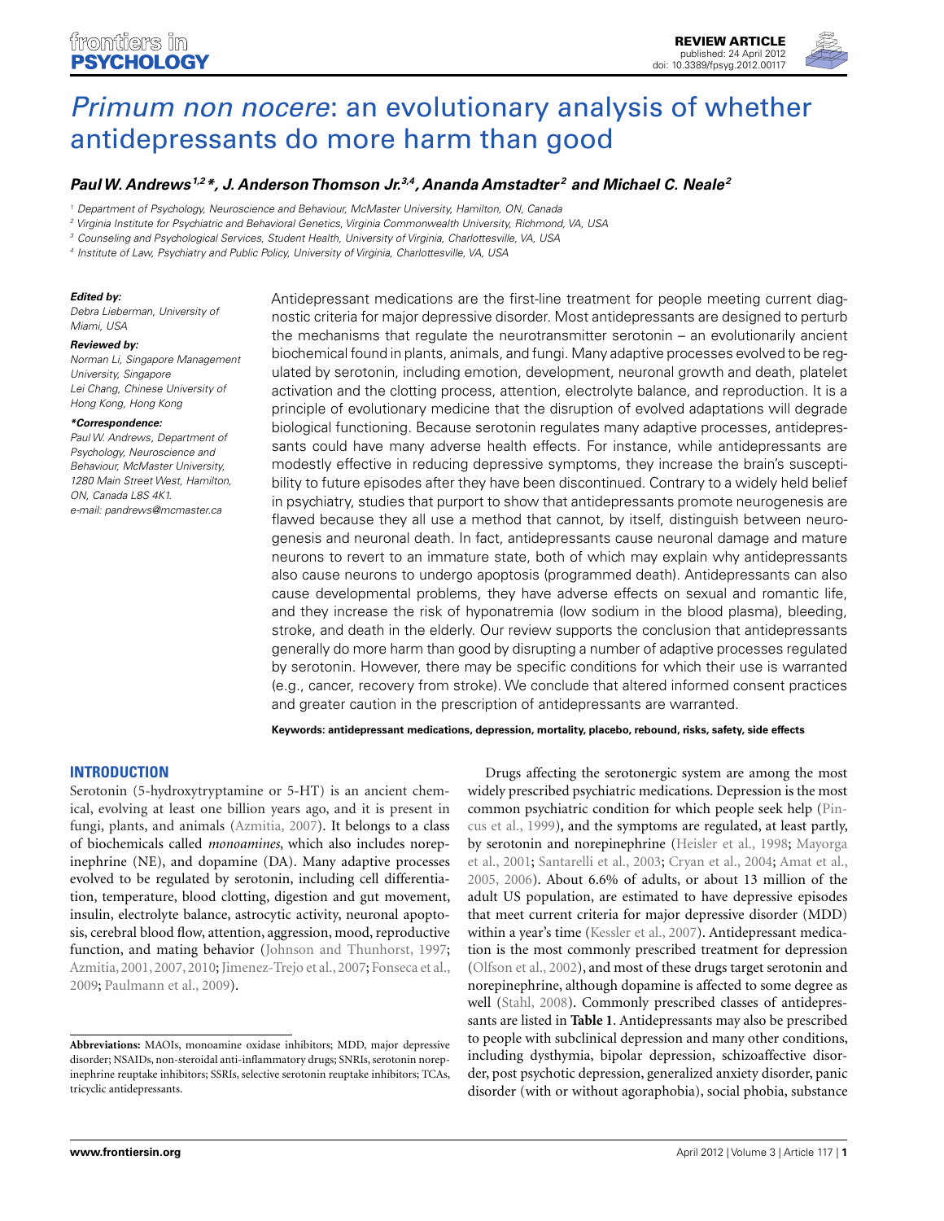REVIEW ARTICLE
published: 24 April 2012
doi: 10.3389/fpsyg.2012.00117

# *Primum non nocere*: an evolutionary analysis of whether antidepressants do more harm than good

***Paul W. Andrews[1,2]*, J. Anderson Thomson Jr.[3,4], Ananda Amstadter[2] and Michael C. Neale[2]***

[1] Department of Psychology, Neuroscience and Behaviour, McMaster University, Hamilton, ON, Canada
[2] Virginia Institute for Psychiatric and Behavioral Genetics, Virginia Commonwealth University, Richmond, VA, USA
[3] Counseling and Psychological Services, Student Health, University of Virginia, Charlottesville, VA, USA
[4] Institute of Law, Psychiatry and Public Policy, University of Virginia, Charlottesville, VA, USA

***Edited by:***
Debra Lieberman, University of Miami, USA

***Reviewed by:***
Norman Li, Singapore Management University, Singapore
Lei Chang, Chinese University of Hong Kong, Hong Kong

***\*Correspondence:***
Paul W. Andrews, Department of Psychology, Neuroscience and Behaviour, McMaster University, 1280 Main Street West, Hamilton, ON, Canada L8S 4K1.
e-mail: pandrews@mcmaster.ca

Antidepressant medications are the first-line treatment for people meeting current diagnostic criteria for major depressive disorder. Most antidepressants are designed to perturb the mechanisms that regulate the neurotransmitter serotonin – an evolutionarily ancient biochemical found in plants, animals, and fungi. Many adaptive processes evolved to be regulated by serotonin, including emotion, development, neuronal growth and death, platelet activation and the clotting process, attention, electrolyte balance, and reproduction. It is a principle of evolutionary medicine that the disruption of evolved adaptations will degrade biological functioning. Because serotonin regulates many adaptive processes, antidepressants could have many adverse health effects. For instance, while antidepressants are modestly effective in reducing depressive symptoms, they increase the brain's susceptibility to future episodes after they have been discontinued. Contrary to a widely held belief in psychiatry, studies that purport to show that antidepressants promote neurogenesis are flawed because they all use a method that cannot, by itself, distinguish between neurogenesis and neuronal death. In fact, antidepressants cause neuronal damage and mature neurons to revert to an immature state, both of which may explain why antidepressants also cause neurons to undergo apoptosis (programmed death). Antidepressants can also cause developmental problems, they have adverse effects on sexual and romantic life, and they increase the risk of hyponatremia (low sodium in the blood plasma), bleeding, stroke, and death in the elderly. Our review supports the conclusion that antidepressants generally do more harm than good by disrupting a number of adaptive processes regulated by serotonin. However, there may be specific conditions for which their use is warranted (e.g., cancer, recovery from stroke). We conclude that altered informed consent practices and greater caution in the prescription of antidepressants are warranted.

**Keywords: antidepressant medications, depression, mortality, placebo, rebound, risks, safety, side effects**

## INTRODUCTION

Serotonin (5-hydroxytryptamine or 5-HT) is an ancient chemical, evolving at least one billion years ago, and it is present in fungi, plants, and animals (Azmitia, 2007). It belongs to a class of biochemicals called *monoamines*, which also includes norepinephrine (NE), and dopamine (DA). Many adaptive processes evolved to be regulated by serotonin, including cell differentiation, temperature, blood clotting, digestion and gut movement, insulin, electrolyte balance, astrocytic activity, neuronal apoptosis, cerebral blood flow, attention, aggression, mood, reproductive function, and mating behavior (Johnson and Thunhorst, 1997; Azmitia, 2001, 2007, 2010; Jimenez-Trejo et al., 2007; Fonseca et al., 2009; Paulmann et al., 2009).

Drugs affecting the serotonergic system are among the most widely prescribed psychiatric medications. Depression is the most common psychiatric condition for which people seek help (Pincus et al., 1999), and the symptoms are regulated, at least partly, by serotonin and norepinephrine (Heisler et al., 1998; Mayorga et al., 2001; Santarelli et al., 2003; Cryan et al., 2004; Amat et al., 2005, 2006). About 6.6% of adults, or about 13 million of the adult US population, are estimated to have depressive episodes that meet current criteria for major depressive disorder (MDD) within a year's time (Kessler et al., 2007). Antidepressant medication is the most commonly prescribed treatment for depression (Olfson et al., 2002), and most of these drugs target serotonin and norepinephrine, although dopamine is affected to some degree as well (Stahl, 2008). Commonly prescribed classes of antidepressants are listed in **Table 1**. Antidepressants may also be prescribed to people with subclinical depression and many other conditions, including dysthymia, bipolar depression, schizoaffective disorder, post psychotic depression, generalized anxiety disorder, panic disorder (with or without agoraphobia), social phobia, substance

**Abbreviations:** MAOIs, monoamine oxidase inhibitors; MDD, major depressive disorder; NSAIDs, non-steroidal anti-inflammatory drugs; SNRIs, serotonin norepinephrine reuptake inhibitors; SSRIs, selective serotonin reuptake inhibitors; TCAs, tricyclic antidepressants.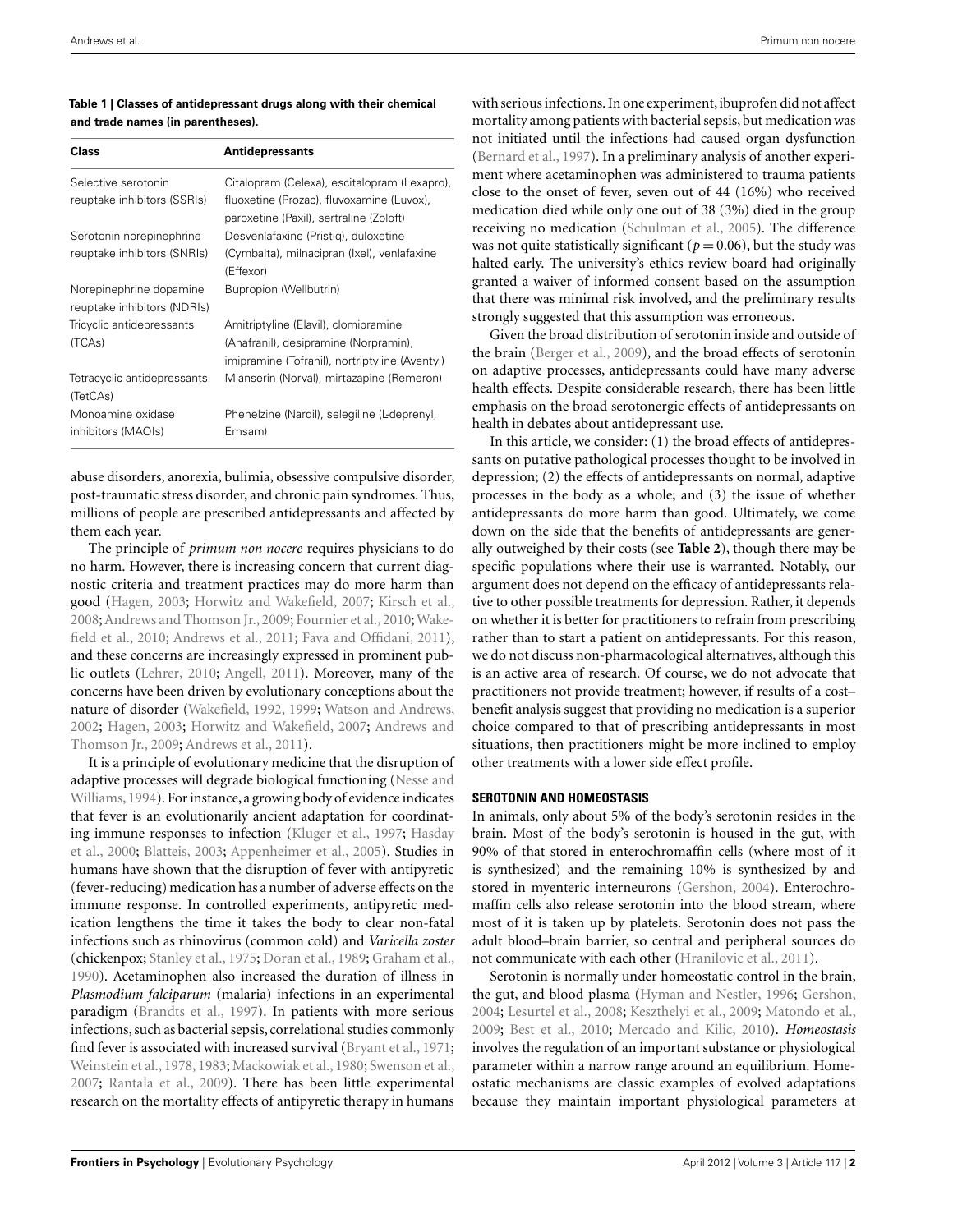**Table 1 | Classes of antidepressant drugs along with their chemical and trade names (in parentheses).**

| Class | Antidepressants |
|---|---|
| Selective serotonin reuptake inhibitors (SSRIs) | Citalopram (Celexa), escitalopram (Lexapro), fluoxetine (Prozac), fluvoxamine (Luvox), paroxetine (Paxil), sertraline (Zoloft) |
| Serotonin norepinephrine reuptake inhibitors (SNRIs) | Desvenlafaxine (Pristiq), duloxetine (Cymbalta), milnacipran (Ixel), venlafaxine (Effexor) |
| Norepinephrine dopamine reuptake inhibitors (NDRIs) | Bupropion (Wellbutrin) |
| Tricyclic antidepressants (TCAs) | Amitriptyline (Elavil), clomipramine (Anafranil), desipramine (Norpramin), imipramine (Tofranil), nortriptyline (Aventyl) |
| Tetracyclic antidepressants (TetCAs) | Mianserin (Norval), mirtazapine (Remeron) |
| Monoamine oxidase inhibitors (MAOIs) | Phenelzine (Nardil), selegiline (L-deprenyl, Emsam) |

abuse disorders, anorexia, bulimia, obsessive compulsive disorder, post-traumatic stress disorder, and chronic pain syndromes. Thus, millions of people are prescribed antidepressants and affected by them each year.

The principle of *primum non nocere* requires physicians to do no harm. However, there is increasing concern that current diagnostic criteria and treatment practices may do more harm than good (Hagen, 2003; Horwitz and Wakefield, 2007; Kirsch et al., 2008; Andrews and Thomson Jr., 2009; Fournier et al., 2010; Wakefield et al., 2010; Andrews et al., 2011; Fava and Offidani, 2011), and these concerns are increasingly expressed in prominent public outlets (Lehrer, 2010; Angell, 2011). Moreover, many of the concerns have been driven by evolutionary conceptions about the nature of disorder (Wakefield, 1992, 1999; Watson and Andrews, 2002; Hagen, 2003; Horwitz and Wakefield, 2007; Andrews and Thomson Jr., 2009; Andrews et al., 2011).

It is a principle of evolutionary medicine that the disruption of adaptive processes will degrade biological functioning (Nesse and Williams, 1994). For instance, a growing body of evidence indicates that fever is an evolutionarily ancient adaptation for coordinating immune responses to infection (Kluger et al., 1997; Hasday et al., 2000; Blatteis, 2003; Appenheimer et al., 2005). Studies in humans have shown that the disruption of fever with antipyretic (fever-reducing) medication has a number of adverse effects on the immune response. In controlled experiments, antipyretic medication lengthens the time it takes the body to clear non-fatal infections such as rhinovirus (common cold) and *Varicella zoster* (chickenpox; Stanley et al., 1975; Doran et al., 1989; Graham et al., 1990). Acetaminophen also increased the duration of illness in *Plasmodium falciparum* (malaria) infections in an experimental paradigm (Brandts et al., 1997). In patients with more serious infections, such as bacterial sepsis, correlational studies commonly find fever is associated with increased survival (Bryant et al., 1971; Weinstein et al., 1978, 1983; Mackowiak et al., 1980; Swenson et al., 2007; Rantala et al., 2009). There has been little experimental research on the mortality effects of antipyretic therapy in humans with serious infections. In one experiment, ibuprofen did not affect mortality among patients with bacterial sepsis, but medication was not initiated until the infections had caused organ dysfunction (Bernard et al., 1997). In a preliminary analysis of another experiment where acetaminophen was administered to trauma patients close to the onset of fever, seven out of 44 (16%) who received medication died while only one out of 38 (3%) died in the group receiving no medication (Schulman et al., 2005). The difference was not quite statistically significant ($p = 0.06$), but the study was halted early. The university's ethics review board had originally granted a waiver of informed consent based on the assumption that there was minimal risk involved, and the preliminary results strongly suggested that this assumption was erroneous.

Given the broad distribution of serotonin inside and outside of the brain (Berger et al., 2009), and the broad effects of serotonin on adaptive processes, antidepressants could have many adverse health effects. Despite considerable research, there has been little emphasis on the broad serotonergic effects of antidepressants on health in debates about antidepressant use.

In this article, we consider: (1) the broad effects of antidepressants on putative pathological processes thought to be involved in depression; (2) the effects of antidepressants on normal, adaptive processes in the body as a whole; and (3) the issue of whether antidepressants do more harm than good. Ultimately, we come down on the side that the benefits of antidepressants are generally outweighed by their costs (see **Table 2**), though there may be specific populations where their use is warranted. Notably, our argument does not depend on the efficacy of antidepressants relative to other possible treatments for depression. Rather, it depends on whether it is better for practitioners to refrain from prescribing rather than to start a patient on antidepressants. For this reason, we do not discuss non-pharmacological alternatives, although this is an active area of research. Of course, we do not advocate that practitioners not provide treatment; however, if results of a cost–benefit analysis suggest that providing no medication is a superior choice compared to that of prescribing antidepressants in most situations, then practitioners might be more inclined to employ other treatments with a lower side effect profile.

## SEROTONIN AND HOMEOSTASIS

In animals, only about 5% of the body's serotonin resides in the brain. Most of the body's serotonin is housed in the gut, with 90% of that stored in enterochromaffin cells (where most of it is synthesized) and the remaining 10% is synthesized by and stored in myenteric interneurons (Gershon, 2004). Enterochromaffin cells also release serotonin into the blood stream, where most of it is taken up by platelets. Serotonin does not pass the adult blood–brain barrier, so central and peripheral sources do not communicate with each other (Hranilovic et al., 2011).

Serotonin is normally under homeostatic control in the brain, the gut, and blood plasma (Hyman and Nestler, 1996; Gershon, 2004; Lesurtel et al., 2008; Keszthelyi et al., 2009; Matondo et al., 2009; Best et al., 2010; Mercado and Kilic, 2010). *Homeostasis* involves the regulation of an important substance or physiological parameter within a narrow range around an equilibrium. Homeostatic mechanisms are classic examples of evolved adaptations because they maintain important physiological parameters at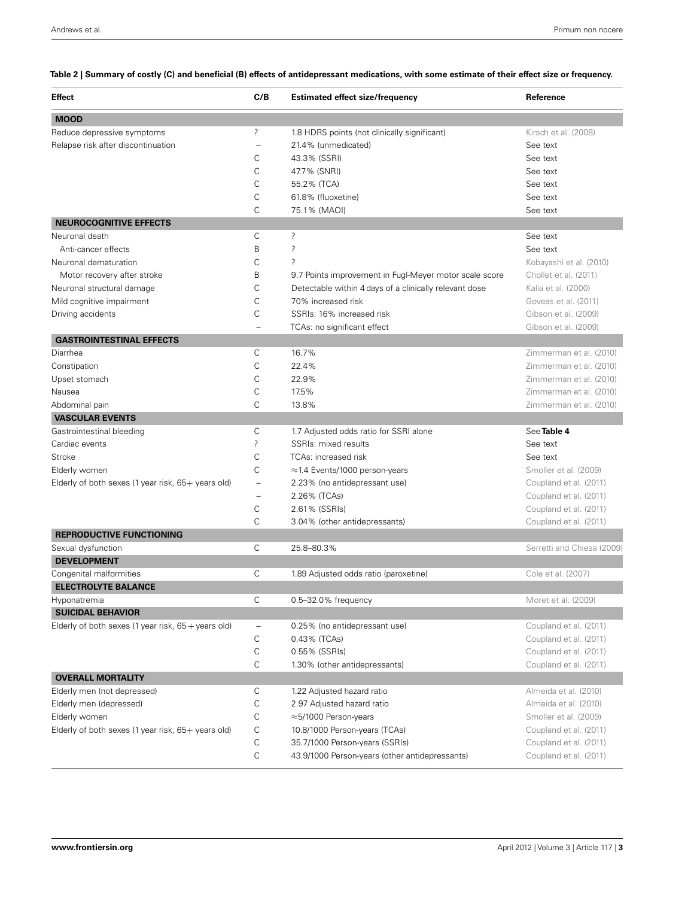**Table 2 | Summary of costly (C) and beneficial (B) effects of antidepressant medications, with some estimate of their effect size or frequency.**

| Effect | C/B | Estimated effect size/frequency | Reference |
|---|---|---|---|
| **MOOD** | | | |
| Reduce depressive symptoms | ? | 1.8 HDRS points (not clinically significant) | Kirsch et al. (2008) |
| Relapse risk after discontinuation | – | 21.4% (unmedicated) | See text |
| | C | 43.3% (SSRI) | See text |
| | C | 47.7% (SNRI) | See text |
| | C | 55.2% (TCA) | See text |
| | C | 61.8% (fluoxetine) | See text |
| | C | 75.1% (MAOI) | See text |
| **NEUROCOGNITIVE EFFECTS** | | | |
| Neuronal death | C | ? | See text |
| Anti-cancer effects | B | ? | See text |
| Neuronal dematuration | C | ? | Kobayashi et al. (2010) |
| Motor recovery after stroke | B | 9.7 Points improvement in Fugl-Meyer motor scale score | Chollet et al. (2011) |
| Neuronal structural damage | C | Detectable within 4 days of a clinically relevant dose | Kalia et al. (2000) |
| Mild cognitive impairment | C | 70% increased risk | Goveas et al. (2011) |
| Driving accidents | C | SSRIs: 16% increased risk | Gibson et al. (2009) |
| | – | TCAs: no significant effect | Gibson et al. (2009) |
| **GASTROINTESTINAL EFFECTS** | | | |
| Diarrhea | C | 16.7% | Zimmerman et al. (2010) |
| Constipation | C | 22.4% | Zimmerman et al. (2010) |
| Upset stomach | C | 22.9% | Zimmerman et al. (2010) |
| Nausea | C | 17.5% | Zimmerman et al. (2010) |
| Abdominal pain | C | 13.8% | Zimmerman et al. (2010) |
| **VASCULAR EVENTS** | | | |
| Gastrointestinal bleeding | C | 1.7 Adjusted odds ratio for SSRI alone | See **Table 4** |
| Cardiac events | ? | SSRIs: mixed results | See text |
| Stroke | C | TCAs: increased risk | See text |
| Elderly women | C | ≈1.4 Events/1000 person-years | Smoller et al. (2009) |
| Elderly of both sexes (1 year risk, 65+ years old) | – | 2.23% (no antidepressant use) | Coupland et al. (2011) |
| | – | 2.26% (TCAs) | Coupland et al. (2011) |
| | C | 2.61% (SSRIs) | Coupland et al. (2011) |
| | C | 3.04% (other antidepressants) | Coupland et al. (2011) |
| **REPRODUCTIVE FUNCTIONING** | | | |
| Sexual dysfunction | C | 25.8–80.3% | Serretti and Chiesa (2009) |
| **DEVELOPMENT** | | | |
| Congenital malformities | C | 1.89 Adjusted odds ratio (paroxetine) | Cole et al. (2007) |
| **ELECTROLYTE BALANCE** | | | |
| Hyponatremia | C | 0.5–32.0% frequency | Moret et al. (2009) |
| **SUICIDAL BEHAVIOR** | | | |
| Elderly of both sexes (1 year risk, 65 + years old) | – | 0.25% (no antidepressant use) | Coupland et al. (2011) |
| | C | 0.43% (TCAs) | Coupland et al. (2011) |
| | C | 0.55% (SSRIs) | Coupland et al. (2011) |
| | C | 1.30% (other antidepressants) | Coupland et al. (2011) |
| **OVERALL MORTALITY** | | | |
| Elderly men (not depressed) | C | 1.22 Adjusted hazard ratio | Almeida et al. (2010) |
| Elderly men (depressed) | C | 2.97 Adjusted hazard ratio | Almeida et al. (2010) |
| Elderly women | C | ≈5/1000 Person-years | Smoller et al. (2009) |
| Elderly of both sexes (1 year risk, 65+ years old) | C | 10.8/1000 Person-years (TCAs) | Coupland et al. (2011) |
| | C | 35.7/1000 Person-years (SSRIs) | Coupland et al. (2011) |
| | C | 43.9/1000 Person-years (other antidepressants) | Coupland et al. (2011) |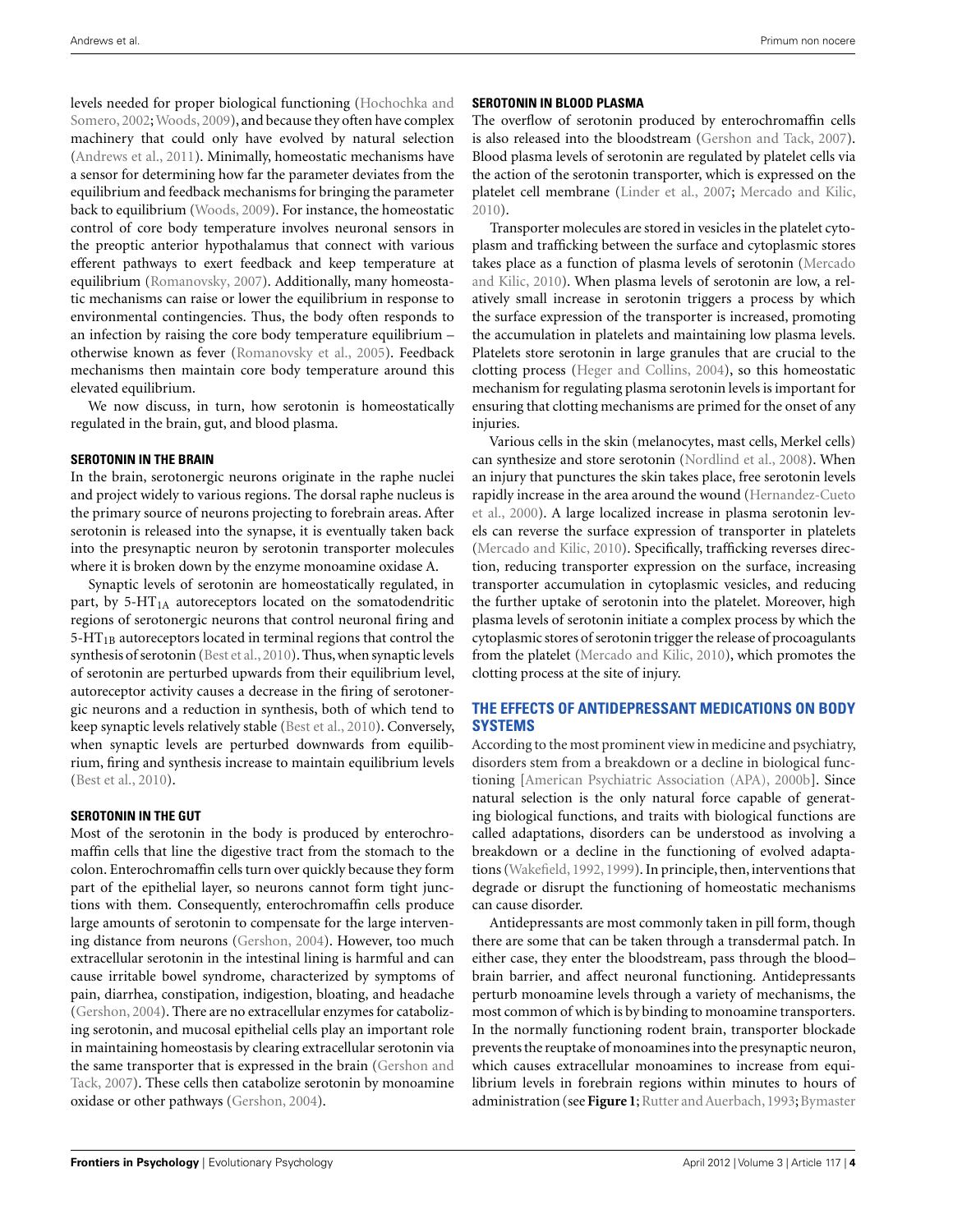levels needed for proper biological functioning (Hochochka and Somero, 2002; Woods, 2009), and because they often have complex machinery that could only have evolved by natural selection (Andrews et al., 2011). Minimally, homeostatic mechanisms have a sensor for determining how far the parameter deviates from the equilibrium and feedback mechanisms for bringing the parameter back to equilibrium (Woods, 2009). For instance, the homeostatic control of core body temperature involves neuronal sensors in the preoptic anterior hypothalamus that connect with various efferent pathways to exert feedback and keep temperature at equilibrium (Romanovsky, 2007). Additionally, many homeostatic mechanisms can raise or lower the equilibrium in response to environmental contingencies. Thus, the body often responds to an infection by raising the core body temperature equilibrium – otherwise known as fever (Romanovsky et al., 2005). Feedback mechanisms then maintain core body temperature around this elevated equilibrium.

We now discuss, in turn, how serotonin is homeostatically regulated in the brain, gut, and blood plasma.

### SEROTONIN IN THE BRAIN

In the brain, serotonergic neurons originate in the raphe nuclei and project widely to various regions. The dorsal raphe nucleus is the primary source of neurons projecting to forebrain areas. After serotonin is released into the synapse, it is eventually taken back into the presynaptic neuron by serotonin transporter molecules where it is broken down by the enzyme monoamine oxidase A.

Synaptic levels of serotonin are homeostatically regulated, in part, by 5-$HT_{1A}$ autoreceptors located on the somatodendritic regions of serotonergic neurons that control neuronal firing and 5-$HT_{1B}$ autoreceptors located in terminal regions that control the synthesis of serotonin (Best et al., 2010). Thus, when synaptic levels of serotonin are perturbed upwards from their equilibrium level, autoreceptor activity causes a decrease in the firing of serotonergic neurons and a reduction in synthesis, both of which tend to keep synaptic levels relatively stable (Best et al., 2010). Conversely, when synaptic levels are perturbed downwards from equilibrium, firing and synthesis increase to maintain equilibrium levels (Best et al., 2010).

### SEROTONIN IN THE GUT

Most of the serotonin in the body is produced by enterochromaffin cells that line the digestive tract from the stomach to the colon. Enterochromaffin cells turn over quickly because they form part of the epithelial layer, so neurons cannot form tight junctions with them. Consequently, enterochromaffin cells produce large amounts of serotonin to compensate for the large intervening distance from neurons (Gershon, 2004). However, too much extracellular serotonin in the intestinal lining is harmful and can cause irritable bowel syndrome, characterized by symptoms of pain, diarrhea, constipation, indigestion, bloating, and headache (Gershon, 2004). There are no extracellular enzymes for catabolizing serotonin, and mucosal epithelial cells play an important role in maintaining homeostasis by clearing extracellular serotonin via the same transporter that is expressed in the brain (Gershon and Tack, 2007). These cells then catabolize serotonin by monoamine oxidase or other pathways (Gershon, 2004).

### SEROTONIN IN BLOOD PLASMA

The overflow of serotonin produced by enterochromaffin cells is also released into the bloodstream (Gershon and Tack, 2007). Blood plasma levels of serotonin are regulated by platelet cells via the action of the serotonin transporter, which is expressed on the platelet cell membrane (Linder et al., 2007; Mercado and Kilic, 2010).

Transporter molecules are stored in vesicles in the platelet cytoplasm and trafficking between the surface and cytoplasmic stores takes place as a function of plasma levels of serotonin (Mercado and Kilic, 2010). When plasma levels of serotonin are low, a relatively small increase in serotonin triggers a process by which the surface expression of the transporter is increased, promoting the accumulation in platelets and maintaining low plasma levels. Platelets store serotonin in large granules that are crucial to the clotting process (Heger and Collins, 2004), so this homeostatic mechanism for regulating plasma serotonin levels is important for ensuring that clotting mechanisms are primed for the onset of any injuries.

Various cells in the skin (melanocytes, mast cells, Merkel cells) can synthesize and store serotonin (Nordlind et al., 2008). When an injury that punctures the skin takes place, free serotonin levels rapidly increase in the area around the wound (Hernandez-Cueto et al., 2000). A large localized increase in plasma serotonin levels can reverse the surface expression of transporter in platelets (Mercado and Kilic, 2010). Specifically, trafficking reverses direction, reducing transporter expression on the surface, increasing transporter accumulation in cytoplasmic vesicles, and reducing the further uptake of serotonin into the platelet. Moreover, high plasma levels of serotonin initiate a complex process by which the cytoplasmic stores of serotonin trigger the release of procoagulants from the platelet (Mercado and Kilic, 2010), which promotes the clotting process at the site of injury.

## THE EFFECTS OF ANTIDEPRESSANT MEDICATIONS ON BODY SYSTEMS

According to the most prominent view in medicine and psychiatry, disorders stem from a breakdown or a decline in biological functioning [American Psychiatric Association (APA), 2000b]. Since natural selection is the only natural force capable of generating biological functions, and traits with biological functions are called adaptations, disorders can be understood as involving a breakdown or a decline in the functioning of evolved adaptations (Wakefield, 1992, 1999). In principle, then, interventions that degrade or disrupt the functioning of homeostatic mechanisms can cause disorder.

Antidepressants are most commonly taken in pill form, though there are some that can be taken through a transdermal patch. In either case, they enter the bloodstream, pass through the blood–brain barrier, and affect neuronal functioning. Antidepressants perturb monoamine levels through a variety of mechanisms, the most common of which is by binding to monoamine transporters. In the normally functioning rodent brain, transporter blockade prevents the reuptake of monoamines into the presynaptic neuron, which causes extracellular monoamines to increase from equilibrium levels in forebrain regions within minutes to hours of administration (see **Figure 1**; Rutter and Auerbach, 1993; Bymaster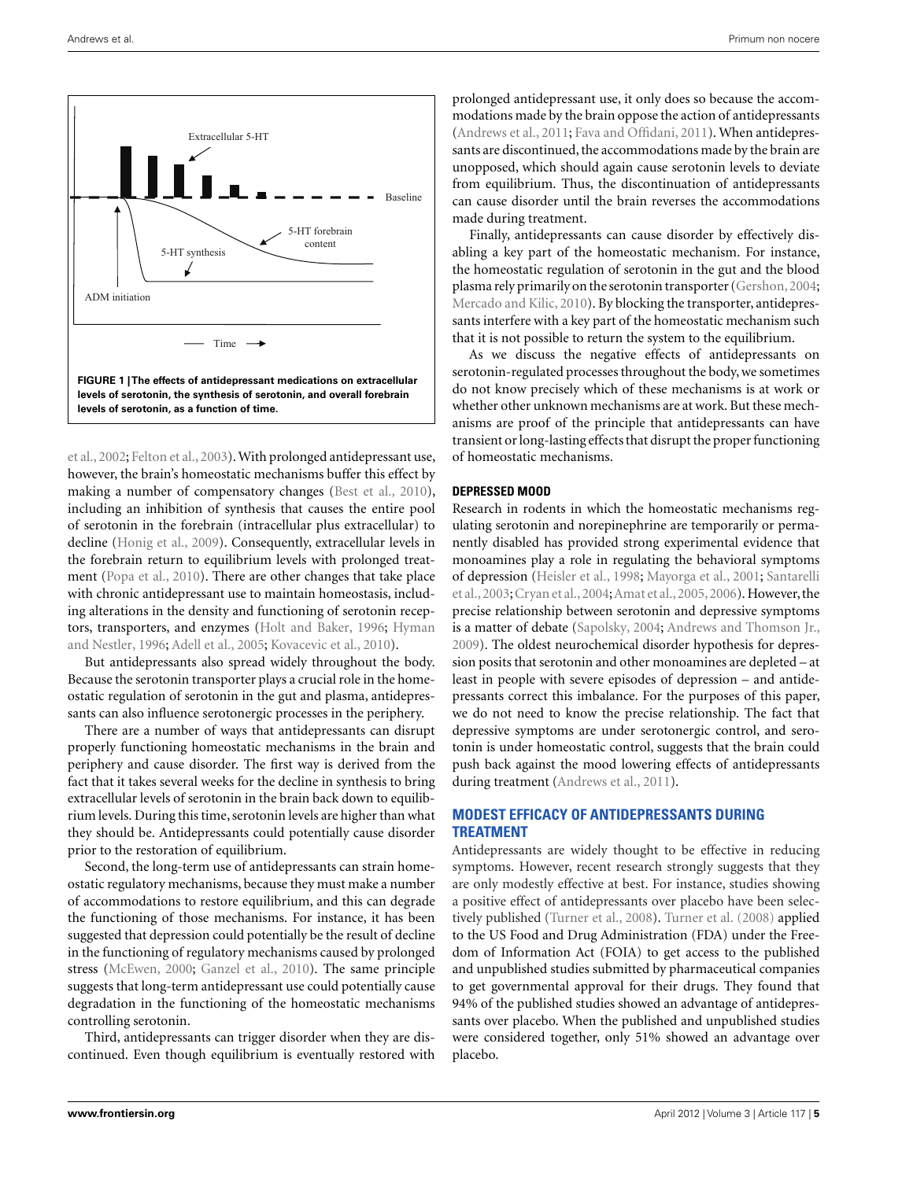Extracellular 5-HT

Baseline

5-HT forebrain content

5-HT synthesis

ADM initiation

Time

**FIGURE 1 | The effects of antidepressant medications on extracellular levels of serotonin, the synthesis of serotonin, and overall forebrain levels of serotonin, as a function of time.**

et al., 2002; Felton et al., 2003). With prolonged antidepressant use, however, the brain's homeostatic mechanisms buffer this effect by making a number of compensatory changes (Best et al., 2010), including an inhibition of synthesis that causes the entire pool of serotonin in the forebrain (intracellular plus extracellular) to decline (Honig et al., 2009). Consequently, extracellular levels in the forebrain return to equilibrium levels with prolonged treatment (Popa et al., 2010). There are other changes that take place with chronic antidepressant use to maintain homeostasis, including alterations in the density and functioning of serotonin receptors, transporters, and enzymes (Holt and Baker, 1996; Hyman and Nestler, 1996; Adell et al., 2005; Kovacevic et al., 2010).

But antidepressants also spread widely throughout the body. Because the serotonin transporter plays a crucial role in the homeostatic regulation of serotonin in the gut and plasma, antidepressants can also influence serotonergic processes in the periphery.

There are a number of ways that antidepressants can disrupt properly functioning homeostatic mechanisms in the brain and periphery and cause disorder. The first way is derived from the fact that it takes several weeks for the decline in synthesis to bring extracellular levels of serotonin in the brain back down to equilibrium levels. During this time, serotonin levels are higher than what they should be. Antidepressants could potentially cause disorder prior to the restoration of equilibrium.

Second, the long-term use of antidepressants can strain homeostatic regulatory mechanisms, because they must make a number of accommodations to restore equilibrium, and this can degrade the functioning of those mechanisms. For instance, it has been suggested that depression could potentially be the result of decline in the functioning of regulatory mechanisms caused by prolonged stress (McEwen, 2000; Ganzel et al., 2010). The same principle suggests that long-term antidepressant use could potentially cause degradation in the functioning of the homeostatic mechanisms controlling serotonin.

Third, antidepressants can trigger disorder when they are discontinued. Even though equilibrium is eventually restored with prolonged antidepressant use, it only does so because the accommodations made by the brain oppose the action of antidepressants (Andrews et al., 2011; Fava and Offidani, 2011). When antidepressants are discontinued, the accommodations made by the brain are unopposed, which should again cause serotonin levels to deviate from equilibrium. Thus, the discontinuation of antidepressants can cause disorder until the brain reverses the accommodations made during treatment.

Finally, antidepressants can cause disorder by effectively disabling a key part of the homeostatic mechanism. For instance, the homeostatic regulation of serotonin in the gut and the blood plasma rely primarily on the serotonin transporter (Gershon, 2004; Mercado and Kilic, 2010). By blocking the transporter, antidepressants interfere with a key part of the homeostatic mechanism such that it is not possible to return the system to the equilibrium.

As we discuss the negative effects of antidepressants on serotonin-regulated processes throughout the body, we sometimes do not know precisely which of these mechanisms is at work or whether other unknown mechanisms are at work. But these mechanisms are proof of the principle that antidepressants can have transient or long-lasting effects that disrupt the proper functioning of homeostatic mechanisms.

### DEPRESSED MOOD

Research in rodents in which the homeostatic mechanisms regulating serotonin and norepinephrine are temporarily or permanently disabled has provided strong experimental evidence that monoamines play a role in regulating the behavioral symptoms of depression (Heisler et al., 1998; Mayorga et al., 2001; Santarelli et al., 2003; Cryan et al., 2004; Amat et al., 2005, 2006). However, the precise relationship between serotonin and depressive symptoms is a matter of debate (Sapolsky, 2004; Andrews and Thomson Jr., 2009). The oldest neurochemical disorder hypothesis for depression posits that serotonin and other monoamines are depleted – at least in people with severe episodes of depression – and antidepressants correct this imbalance. For the purposes of this paper, we do not need to know the precise relationship. The fact that depressive symptoms are under serotonergic control, and serotonin is under homeostatic control, suggests that the brain could push back against the mood lowering effects of antidepressants during treatment (Andrews et al., 2011).

## MODEST EFFICACY OF ANTIDEPRESSANTS DURING TREATMENT

Antidepressants are widely thought to be effective in reducing symptoms. However, recent research strongly suggests that they are only modestly effective at best. For instance, studies showing a positive effect of antidepressants over placebo have been selectively published (Turner et al., 2008). Turner et al. (2008) applied to the US Food and Drug Administration (FDA) under the Freedom of Information Act (FOIA) to get access to the published and unpublished studies submitted by pharmaceutical companies to get governmental approval for their drugs. They found that 94% of the published studies showed an advantage of antidepressants over placebo. When the published and unpublished studies were considered together, only 51% showed an advantage over placebo.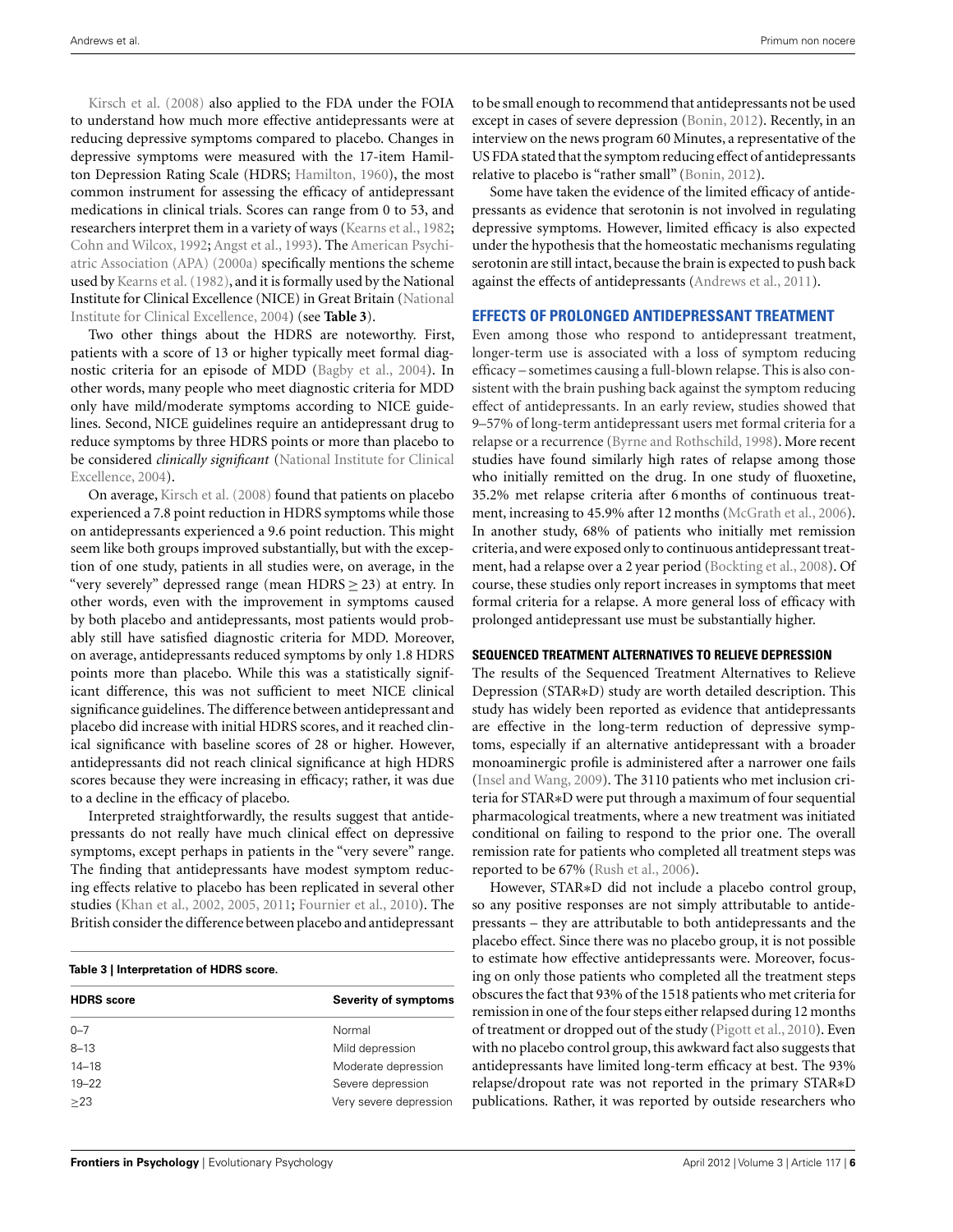Kirsch et al. (2008) also applied to the FDA under the FOIA to understand how much more effective antidepressants were at reducing depressive symptoms compared to placebo. Changes in depressive symptoms were measured with the 17-item Hamilton Depression Rating Scale (HDRS; Hamilton, 1960), the most common instrument for assessing the efficacy of antidepressant medications in clinical trials. Scores can range from 0 to 53, and researchers interpret them in a variety of ways (Kearns et al., 1982; Cohn and Wilcox, 1992; Angst et al., 1993). The American Psychiatric Association (APA) (2000a) specifically mentions the scheme used by Kearns et al. (1982), and it is formally used by the National Institute for Clinical Excellence (NICE) in Great Britain (National Institute for Clinical Excellence, 2004) (see **Table 3**).

Two other things about the HDRS are noteworthy. First, patients with a score of 13 or higher typically meet formal diagnostic criteria for an episode of MDD (Bagby et al., 2004). In other words, many people who meet diagnostic criteria for MDD only have mild/moderate symptoms according to NICE guidelines. Second, NICE guidelines require an antidepressant drug to reduce symptoms by three HDRS points or more than placebo to be considered *clinically significant* (National Institute for Clinical Excellence, 2004).

On average, Kirsch et al. (2008) found that patients on placebo experienced a 7.8 point reduction in HDRS symptoms while those on antidepressants experienced a 9.6 point reduction. This might seem like both groups improved substantially, but with the exception of one study, patients in all studies were, on average, in the "very severely" depressed range (mean HDRS $\geq 23$) at entry. In other words, even with the improvement in symptoms caused by both placebo and antidepressants, most patients would probably still have satisfied diagnostic criteria for MDD. Moreover, on average, antidepressants reduced symptoms by only 1.8 HDRS points more than placebo. While this was a statistically significant difference, this was not sufficient to meet NICE clinical significance guidelines. The difference between antidepressant and placebo did increase with initial HDRS scores, and it reached clinical significance with baseline scores of 28 or higher. However, antidepressants did not reach clinical significance at high HDRS scores because they were increasing in efficacy; rather, it was due to a decline in the efficacy of placebo.

Interpreted straightforwardly, the results suggest that antidepressants do not really have much clinical effect on depressive symptoms, except perhaps in patients in the "very severe" range. The finding that antidepressants have modest symptom reducing effects relative to placebo has been replicated in several other studies (Khan et al., 2002, 2005, 2011; Fournier et al., 2010). The British consider the difference between placebo and antidepressant to be small enough to recommend that antidepressants not be used except in cases of severe depression (Bonin, 2012). Recently, in an interview on the news program 60 Minutes, a representative of the US FDA stated that the symptom reducing effect of antidepressants relative to placebo is "rather small" (Bonin, 2012).

**Table 3 | Interpretation of HDRS score.**

| HDRS score | Severity of symptoms |
|---|---|
| 0–7 | Normal |
| 8–13 | Mild depression |
| 14–18 | Moderate depression |
| 19–22 | Severe depression |
| $\geq 23$ | Very severe depression |

Some have taken the evidence of the limited efficacy of antidepressants as evidence that serotonin is not involved in regulating depressive symptoms. However, limited efficacy is also expected under the hypothesis that the homeostatic mechanisms regulating serotonin are still intact, because the brain is expected to push back against the effects of antidepressants (Andrews et al., 2011).

## EFFECTS OF PROLONGED ANTIDEPRESSANT TREATMENT

Even among those who respond to antidepressant treatment, longer-term use is associated with a loss of symptom reducing efficacy – sometimes causing a full-blown relapse. This is also consistent with the brain pushing back against the symptom reducing effect of antidepressants. In an early review, studies showed that 9–57% of long-term antidepressant users met formal criteria for a relapse or a recurrence (Byrne and Rothschild, 1998). More recent studies have found similarly high rates of relapse among those who initially remitted on the drug. In one study of fluoxetine, 35.2% met relapse criteria after 6 months of continuous treatment, increasing to 45.9% after 12 months (McGrath et al., 2006). In another study, 68% of patients who initially met remission criteria, and were exposed only to continuous antidepressant treatment, had a relapse over a 2 year period (Bockting et al., 2008). Of course, these studies only report increases in symptoms that meet formal criteria for a relapse. A more general loss of efficacy with prolonged antidepressant use must be substantially higher.

### SEQUENCED TREATMENT ALTERNATIVES TO RELIEVE DEPRESSION

The results of the Sequenced Treatment Alternatives to Relieve Depression (STAR*D) study are worth detailed description. This study has widely been reported as evidence that antidepressants are effective in the long-term reduction of depressive symptoms, especially if an alternative antidepressant with a broader monoaminergic profile is administered after a narrower one fails (Insel and Wang, 2009). The 3110 patients who met inclusion criteria for STAR*D were put through a maximum of four sequential pharmacological treatments, where a new treatment was initiated conditional on failing to respond to the prior one. The overall remission rate for patients who completed all treatment steps was reported to be 67% (Rush et al., 2006).

However, STAR*D did not include a placebo control group, so any positive responses are not simply attributable to antidepressants – they are attributable to both antidepressants and the placebo effect. Since there was no placebo group, it is not possible to estimate how effective antidepressants were. Moreover, focusing on only those patients who completed all the treatment steps obscures the fact that 93% of the 1518 patients who met criteria for remission in one of the four steps either relapsed during 12 months of treatment or dropped out of the study (Pigott et al., 2010). Even with no placebo control group, this awkward fact also suggests that antidepressants have limited long-term efficacy at best. The 93% relapse/dropout rate was not reported in the primary STAR*D publications. Rather, it was reported by outside researchers who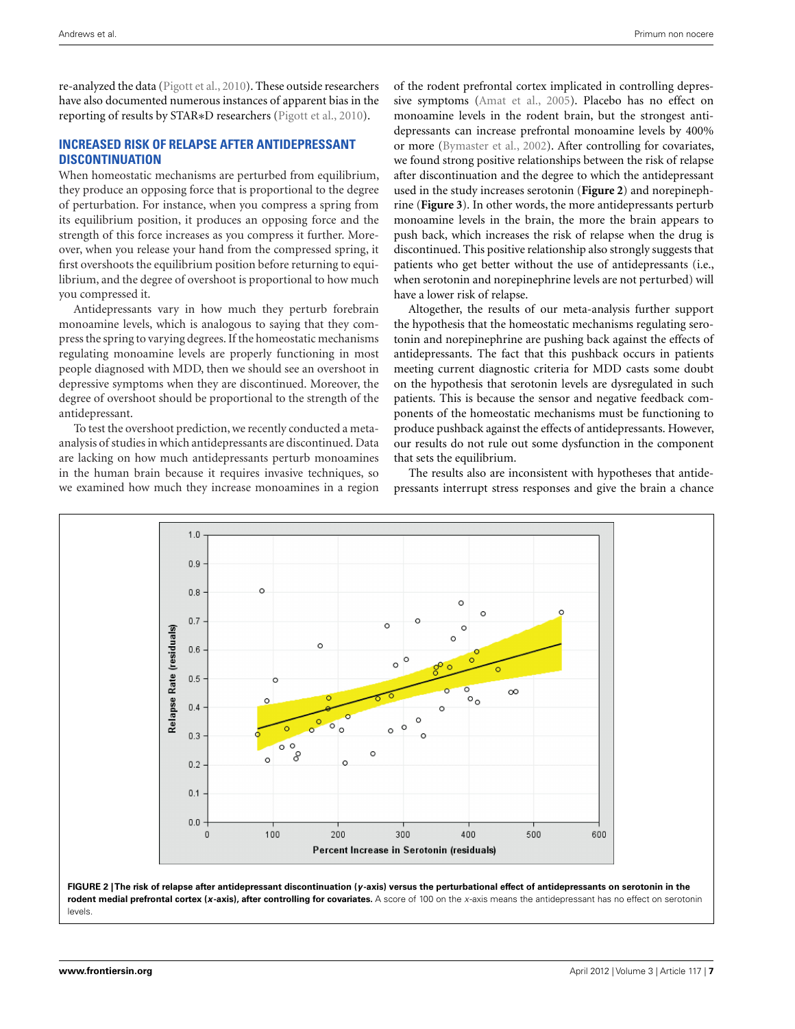re-analyzed the data (Pigott et al., 2010). These outside researchers have also documented numerous instances of apparent bias in the reporting of results by STAR*D researchers (Pigott et al., 2010).

## INCREASED RISK OF RELAPSE AFTER ANTIDEPRESSANT DISCONTINUATION

When homeostatic mechanisms are perturbed from equilibrium, they produce an opposing force that is proportional to the degree of perturbation. For instance, when you compress a spring from its equilibrium position, it produces an opposing force and the strength of this force increases as you compress it further. Moreover, when you release your hand from the compressed spring, it first overshoots the equilibrium position before returning to equilibrium, and the degree of overshoot is proportional to how much you compressed it.

Antidepressants vary in how much they perturb forebrain monoamine levels, which is analogous to saying that they compress the spring to varying degrees. If the homeostatic mechanisms regulating monoamine levels are properly functioning in most people diagnosed with MDD, then we should see an overshoot in depressive symptoms when they are discontinued. Moreover, the degree of overshoot should be proportional to the strength of the antidepressant.

To test the overshoot prediction, we recently conducted a meta-analysis of studies in which antidepressants are discontinued. Data are lacking on how much antidepressants perturb monoamines in the human brain because it requires invasive techniques, so we examined how much they increase monoamines in a region of the rodent prefrontal cortex implicated in controlling depressive symptoms (Amat et al., 2005). Placebo has no effect on monoamine levels in the rodent brain, but the strongest antidepressants can increase prefrontal monoamine levels by 400% or more (Bymaster et al., 2002). After controlling for covariates, we found strong positive relationships between the risk of relapse after discontinuation and the degree to which the antidepressant used in the study increases serotonin (**Figure 2**) and norepinephrine (**Figure 3**). In other words, the more antidepressants perturb monoamine levels in the brain, the more the brain appears to push back, which increases the risk of relapse when the drug is discontinued. This positive relationship also strongly suggests that patients who get better without the use of antidepressants (i.e., when serotonin and norepinephrine levels are not perturbed) will have a lower risk of relapse.

Altogether, the results of our meta-analysis further support the hypothesis that the homeostatic mechanisms regulating serotonin and norepinephrine are pushing back against the effects of antidepressants. The fact that this pushback occurs in patients meeting current diagnostic criteria for MDD casts some doubt on the hypothesis that serotonin levels are dysregulated in such patients. This is because the sensor and negative feedback components of the homeostatic mechanisms must be functioning to produce pushback against the effects of antidepressants. However, our results do not rule out some dysfunction in the component that sets the equilibrium.

The results also are inconsistent with hypotheses that antidepressants interrupt stress responses and give the brain a chance

**FIGURE 2 | The risk of relapse after antidepressant discontinuation (*y*-axis) versus the perturbational effect of antidepressants on serotonin in the rodent medial prefrontal cortex (*x*-axis), after controlling for covariates.** A score of 100 on the *x*-axis means the antidepressant has no effect on serotonin levels.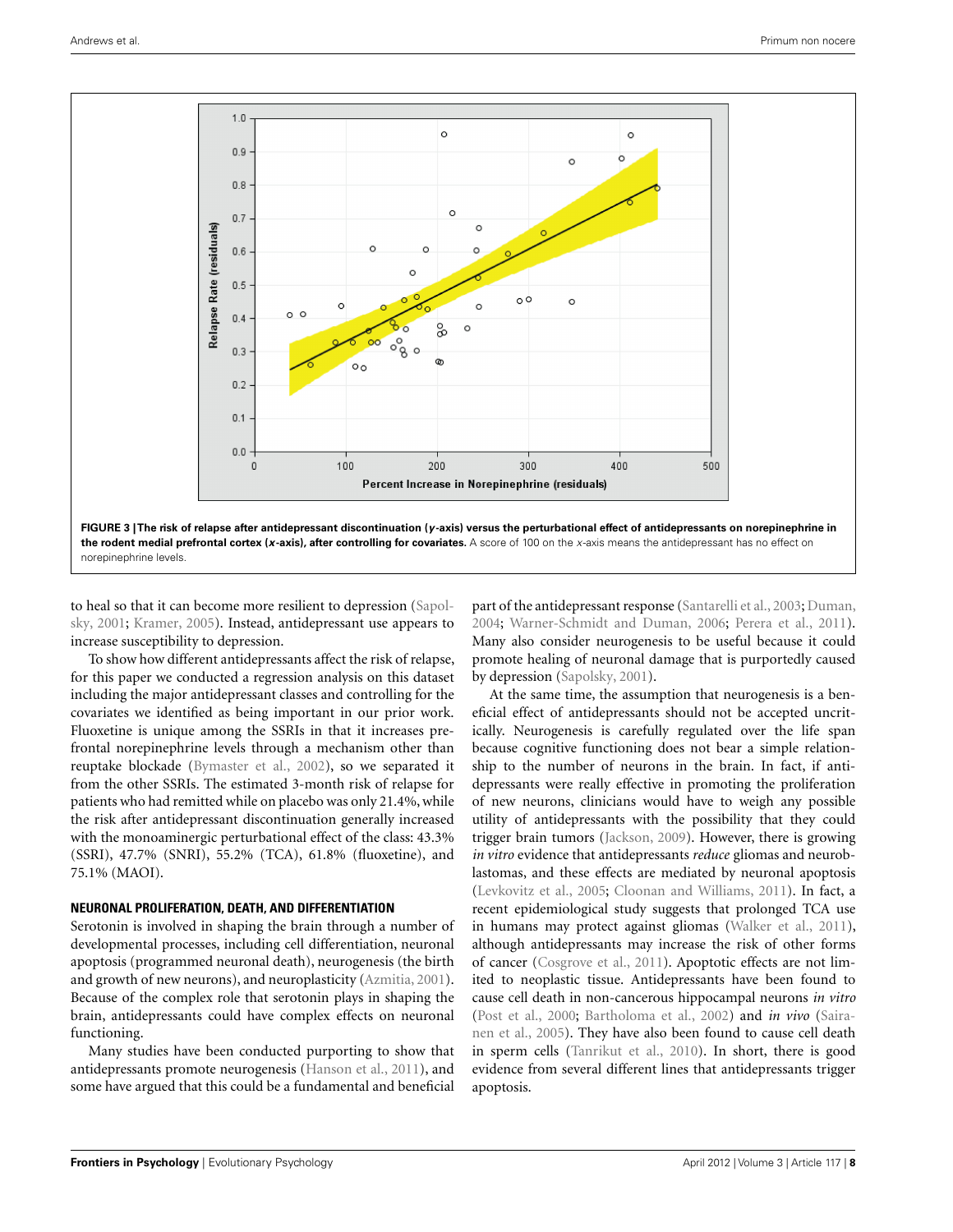**FIGURE 3 | The risk of relapse after antidepressant discontinuation (*y*-axis) versus the perturbational effect of antidepressants on norepinephrine in the rodent medial prefrontal cortex (*x*-axis), after controlling for covariates.** A score of 100 on the *x*-axis means the antidepressant has no effect on norepinephrine levels.

to heal so that it can become more resilient to depression (Sapolsky, 2001; Kramer, 2005). Instead, antidepressant use appears to increase susceptibility to depression.

To show how different antidepressants affect the risk of relapse, for this paper we conducted a regression analysis on this dataset including the major antidepressant classes and controlling for the covariates we identified as being important in our prior work. Fluoxetine is unique among the SSRIs in that it increases prefrontal norepinephrine levels through a mechanism other than reuptake blockade (Bymaster et al., 2002), so we separated it from the other SSRIs. The estimated 3-month risk of relapse for patients who had remitted while on placebo was only 21.4%, while the risk after antidepressant discontinuation generally increased with the monoaminergic perturbational effect of the class: 43.3% (SSRI), 47.7% (SNRI), 55.2% (TCA), 61.8% (fluoxetine), and 75.1% (MAOI).

### NEURONAL PROLIFERATION, DEATH, AND DIFFERENTIATION

Serotonin is involved in shaping the brain through a number of developmental processes, including cell differentiation, neuronal apoptosis (programmed neuronal death), neurogenesis (the birth and growth of new neurons), and neuroplasticity (Azmitia, 2001). Because of the complex role that serotonin plays in shaping the brain, antidepressants could have complex effects on neuronal functioning.

Many studies have been conducted purporting to show that antidepressants promote neurogenesis (Hanson et al., 2011), and some have argued that this could be a fundamental and beneficial part of the antidepressant response (Santarelli et al., 2003; Duman, 2004; Warner-Schmidt and Duman, 2006; Perera et al., 2011). Many also consider neurogenesis to be useful because it could promote healing of neuronal damage that is purportedly caused by depression (Sapolsky, 2001).

At the same time, the assumption that neurogenesis is a beneficial effect of antidepressants should not be accepted uncritically. Neurogenesis is carefully regulated over the life span because cognitive functioning does not bear a simple relationship to the number of neurons in the brain. In fact, if antidepressants were really effective in promoting the proliferation of new neurons, clinicians would have to weigh any possible utility of antidepressants with the possibility that they could trigger brain tumors (Jackson, 2009). However, there is growing *in vitro* evidence that antidepressants *reduce* gliomas and neuroblastomas, and these effects are mediated by neuronal apoptosis (Levkovitz et al., 2005; Cloonan and Williams, 2011). In fact, a recent epidemiological study suggests that prolonged TCA use in humans may protect against gliomas (Walker et al., 2011), although antidepressants may increase the risk of other forms of cancer (Cosgrove et al., 2011). Apoptotic effects are not limited to neoplastic tissue. Antidepressants have been found to cause cell death in non-cancerous hippocampal neurons *in vitro* (Post et al., 2000; Bartholoma et al., 2002) and *in vivo* (Sairanen et al., 2005). They have also been found to cause cell death in sperm cells (Tanrikut et al., 2010). In short, there is good evidence from several different lines that antidepressants trigger apoptosis.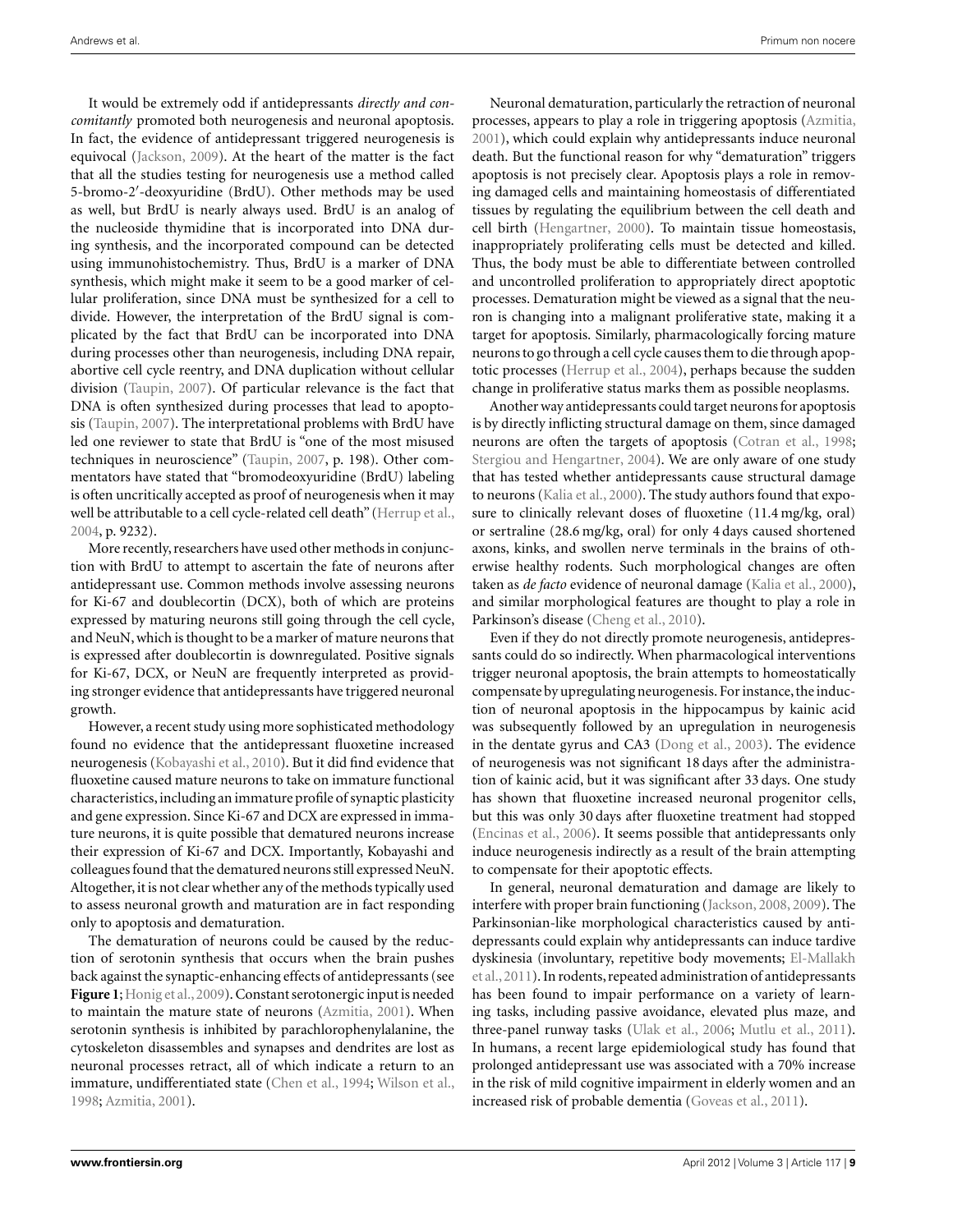It would be extremely odd if antidepressants *directly and concomitantly* promoted both neurogenesis and neuronal apoptosis. In fact, the evidence of antidepressant triggered neurogenesis is equivocal (Jackson, 2009). At the heart of the matter is the fact that all the studies testing for neurogenesis use a method called 5-bromo-2′-deoxyuridine (BrdU). Other methods may be used as well, but BrdU is nearly always used. BrdU is an analog of the nucleoside thymidine that is incorporated into DNA during synthesis, and the incorporated compound can be detected using immunohistochemistry. Thus, BrdU is a marker of DNA synthesis, which might make it seem to be a good marker of cellular proliferation, since DNA must be synthesized for a cell to divide. However, the interpretation of the BrdU signal is complicated by the fact that BrdU can be incorporated into DNA during processes other than neurogenesis, including DNA repair, abortive cell cycle reentry, and DNA duplication without cellular division (Taupin, 2007). Of particular relevance is the fact that DNA is often synthesized during processes that lead to apoptosis (Taupin, 2007). The interpretational problems with BrdU have led one reviewer to state that BrdU is "one of the most misused techniques in neuroscience" (Taupin, 2007, p. 198). Other commentators have stated that "bromodeoxyuridine (BrdU) labeling is often uncritically accepted as proof of neurogenesis when it may well be attributable to a cell cycle-related cell death" (Herrup et al., 2004, p. 9232).

More recently, researchers have used other methods in conjunction with BrdU to attempt to ascertain the fate of neurons after antidepressant use. Common methods involve assessing neurons for Ki-67 and doublecortin (DCX), both of which are proteins expressed by maturing neurons still going through the cell cycle, and NeuN, which is thought to be a marker of mature neurons that is expressed after doublecortin is downregulated. Positive signals for Ki-67, DCX, or NeuN are frequently interpreted as providing stronger evidence that antidepressants have triggered neuronal growth.

However, a recent study using more sophisticated methodology found no evidence that the antidepressant fluoxetine increased neurogenesis (Kobayashi et al., 2010). But it did find evidence that fluoxetine caused mature neurons to take on immature functional characteristics, including an immature profile of synaptic plasticity and gene expression. Since Ki-67 and DCX are expressed in immature neurons, it is quite possible that dematured neurons increase their expression of Ki-67 and DCX. Importantly, Kobayashi and colleagues found that the dematured neurons still expressed NeuN. Altogether, it is not clear whether any of the methods typically used to assess neuronal growth and maturation are in fact responding only to apoptosis and dematuration.

The dematuration of neurons could be caused by the reduction of serotonin synthesis that occurs when the brain pushes back against the synaptic-enhancing effects of antidepressants (see **Figure 1**; Honig et al., 2009). Constant serotonergic input is needed to maintain the mature state of neurons (Azmitia, 2001). When serotonin synthesis is inhibited by parachlorophenylalanine, the cytoskeleton disassembles and synapses and dendrites are lost as neuronal processes retract, all of which indicate a return to an immature, undifferentiated state (Chen et al., 1994; Wilson et al., 1998; Azmitia, 2001).

Neuronal dematuration, particularly the retraction of neuronal processes, appears to play a role in triggering apoptosis (Azmitia, 2001), which could explain why antidepressants induce neuronal death. But the functional reason for why "dematuration" triggers apoptosis is not precisely clear. Apoptosis plays a role in removing damaged cells and maintaining homeostasis of differentiated tissues by regulating the equilibrium between the cell death and cell birth (Hengartner, 2000). To maintain tissue homeostasis, inappropriately proliferating cells must be detected and killed. Thus, the body must be able to differentiate between controlled and uncontrolled proliferation to appropriately direct apoptotic processes. Dematuration might be viewed as a signal that the neuron is changing into a malignant proliferative state, making it a target for apoptosis. Similarly, pharmacologically forcing mature neurons to go through a cell cycle causes them to die through apoptotic processes (Herrup et al., 2004), perhaps because the sudden change in proliferative status marks them as possible neoplasms.

Another way antidepressants could target neurons for apoptosis is by directly inflicting structural damage on them, since damaged neurons are often the targets of apoptosis (Cotran et al., 1998; Stergiou and Hengartner, 2004). We are only aware of one study that has tested whether antidepressants cause structural damage to neurons (Kalia et al., 2000). The study authors found that exposure to clinically relevant doses of fluoxetine (11.4 mg/kg, oral) or sertraline (28.6 mg/kg, oral) for only 4 days caused shortened axons, kinks, and swollen nerve terminals in the brains of otherwise healthy rodents. Such morphological changes are often taken as *de facto* evidence of neuronal damage (Kalia et al., 2000), and similar morphological features are thought to play a role in Parkinson's disease (Cheng et al., 2010).

Even if they do not directly promote neurogenesis, antidepressants could do so indirectly. When pharmacological interventions trigger neuronal apoptosis, the brain attempts to homeostatically compensate by upregulating neurogenesis. For instance, the induction of neuronal apoptosis in the hippocampus by kainic acid was subsequently followed by an upregulation in neurogenesis in the dentate gyrus and CA3 (Dong et al., 2003). The evidence of neurogenesis was not significant 18 days after the administration of kainic acid, but it was significant after 33 days. One study has shown that fluoxetine increased neuronal progenitor cells, but this was only 30 days after fluoxetine treatment had stopped (Encinas et al., 2006). It seems possible that antidepressants only induce neurogenesis indirectly as a result of the brain attempting to compensate for their apoptotic effects.

In general, neuronal dematuration and damage are likely to interfere with proper brain functioning (Jackson, 2008, 2009). The Parkinsonian-like morphological characteristics caused by antidepressants could explain why antidepressants can induce tardive dyskinesia (involuntary, repetitive body movements; El-Mallakh et al., 2011). In rodents, repeated administration of antidepressants has been found to impair performance on a variety of learning tasks, including passive avoidance, elevated plus maze, and three-panel runway tasks (Ulak et al., 2006; Mutlu et al., 2011). In humans, a recent large epidemiological study has found that prolonged antidepressant use was associated with a 70% increase in the risk of mild cognitive impairment in elderly women and an increased risk of probable dementia (Goveas et al., 2011).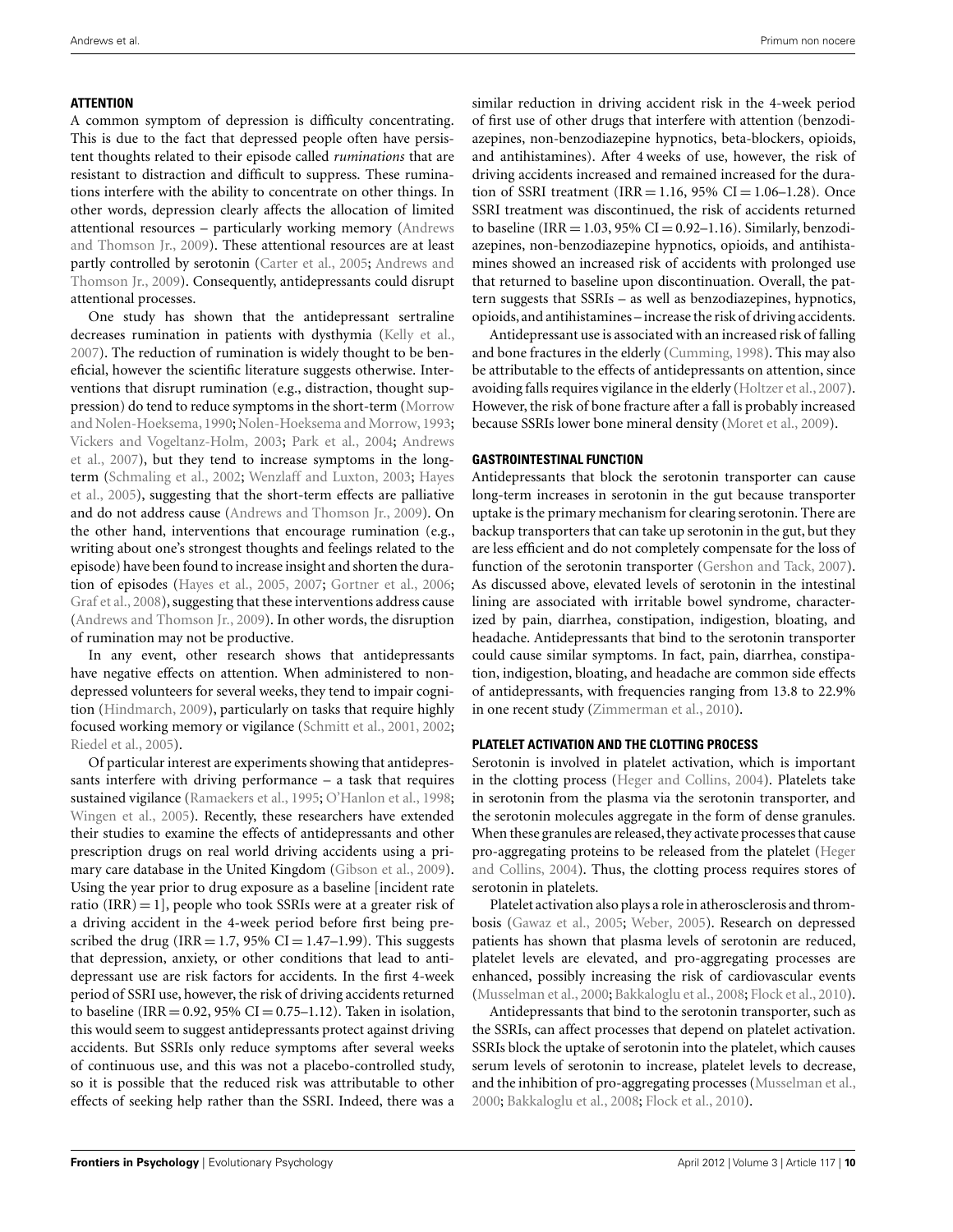## ATTENTION

A common symptom of depression is difficulty concentrating. This is due to the fact that depressed people often have persistent thoughts related to their episode called *ruminations* that are resistant to distraction and difficult to suppress. These ruminations interfere with the ability to concentrate on other things. In other words, depression clearly affects the allocation of limited attentional resources – particularly working memory (Andrews and Thomson Jr., 2009). These attentional resources are at least partly controlled by serotonin (Carter et al., 2005; Andrews and Thomson Jr., 2009). Consequently, antidepressants could disrupt attentional processes.

One study has shown that the antidepressant sertraline decreases rumination in patients with dysthymia (Kelly et al., 2007). The reduction of rumination is widely thought to be beneficial, however the scientific literature suggests otherwise. Interventions that disrupt rumination (e.g., distraction, thought suppression) do tend to reduce symptoms in the short-term (Morrow and Nolen-Hoeksema, 1990; Nolen-Hoeksema and Morrow, 1993; Vickers and Vogeltanz-Holm, 2003; Park et al., 2004; Andrews et al., 2007), but they tend to increase symptoms in the long-term (Schmaling et al., 2002; Wenzlaff and Luxton, 2003; Hayes et al., 2005), suggesting that the short-term effects are palliative and do not address cause (Andrews and Thomson Jr., 2009). On the other hand, interventions that encourage rumination (e.g., writing about one's strongest thoughts and feelings related to the episode) have been found to increase insight and shorten the duration of episodes (Hayes et al., 2005, 2007; Gortner et al., 2006; Graf et al., 2008), suggesting that these interventions address cause (Andrews and Thomson Jr., 2009). In other words, the disruption of rumination may not be productive.

In any event, other research shows that antidepressants have negative effects on attention. When administered to non-depressed volunteers for several weeks, they tend to impair cognition (Hindmarch, 2009), particularly on tasks that require highly focused working memory or vigilance (Schmitt et al., 2001, 2002; Riedel et al., 2005).

Of particular interest are experiments showing that antidepressants interfere with driving performance – a task that requires sustained vigilance (Ramaekers et al., 1995; O'Hanlon et al., 1998; Wingen et al., 2005). Recently, these researchers have extended their studies to examine the effects of antidepressants and other prescription drugs on real world driving accidents using a primary care database in the United Kingdom (Gibson et al., 2009). Using the year prior to drug exposure as a baseline [incident rate ratio (IRR) = 1], people who took SSRIs were at a greater risk of a driving accident in the 4-week period before first being prescribed the drug (IRR = 1.7, 95% CI = 1.47–1.99). This suggests that depression, anxiety, or other conditions that lead to antidepressant use are risk factors for accidents. In the first 4-week period of SSRI use, however, the risk of driving accidents returned to baseline (IRR = 0.92, 95% CI = 0.75–1.12). Taken in isolation, this would seem to suggest antidepressants protect against driving accidents. But SSRIs only reduce symptoms after several weeks of continuous use, and this was not a placebo-controlled study, so it is possible that the reduced risk was attributable to other effects of seeking help rather than the SSRI. Indeed, there was a similar reduction in driving accident risk in the 4-week period of first use of other drugs that interfere with attention (benzodiazepines, non-benzodiazepine hypnotics, beta-blockers, opioids, and antihistamines). After 4 weeks of use, however, the risk of driving accidents increased and remained increased for the duration of SSRI treatment (IRR = 1.16, 95% CI = 1.06–1.28). Once SSRI treatment was discontinued, the risk of accidents returned to baseline (IRR = 1.03, 95% CI = 0.92–1.16). Similarly, benzodiazepines, non-benzodiazepine hypnotics, opioids, and antihistamines showed an increased risk of accidents with prolonged use that returned to baseline upon discontinuation. Overall, the pattern suggests that SSRIs – as well as benzodiazepines, hypnotics, opioids, and antihistamines – increase the risk of driving accidents.

Antidepressant use is associated with an increased risk of falling and bone fractures in the elderly (Cumming, 1998). This may also be attributable to the effects of antidepressants on attention, since avoiding falls requires vigilance in the elderly (Holtzer et al., 2007). However, the risk of bone fracture after a fall is probably increased because SSRIs lower bone mineral density (Moret et al., 2009).

## GASTROINTESTINAL FUNCTION

Antidepressants that block the serotonin transporter can cause long-term increases in serotonin in the gut because transporter uptake is the primary mechanism for clearing serotonin. There are backup transporters that can take up serotonin in the gut, but they are less efficient and do not completely compensate for the loss of function of the serotonin transporter (Gershon and Tack, 2007). As discussed above, elevated levels of serotonin in the intestinal lining are associated with irritable bowel syndrome, characterized by pain, diarrhea, constipation, indigestion, bloating, and headache. Antidepressants that bind to the serotonin transporter could cause similar symptoms. In fact, pain, diarrhea, constipation, indigestion, bloating, and headache are common side effects of antidepressants, with frequencies ranging from 13.8 to 22.9% in one recent study (Zimmerman et al., 2010).

## PLATELET ACTIVATION AND THE CLOTTING PROCESS

Serotonin is involved in platelet activation, which is important in the clotting process (Heger and Collins, 2004). Platelets take in serotonin from the plasma via the serotonin transporter, and the serotonin molecules aggregate in the form of dense granules. When these granules are released, they activate processes that cause pro-aggregating proteins to be released from the platelet (Heger and Collins, 2004). Thus, the clotting process requires stores of serotonin in platelets.

Platelet activation also plays a role in atherosclerosis and thrombosis (Gawaz et al., 2005; Weber, 2005). Research on depressed patients has shown that plasma levels of serotonin are reduced, platelet levels are elevated, and pro-aggregating processes are enhanced, possibly increasing the risk of cardiovascular events (Musselman et al., 2000; Bakkaloglu et al., 2008; Flock et al., 2010).

Antidepressants that bind to the serotonin transporter, such as the SSRIs, can affect processes that depend on platelet activation. SSRIs block the uptake of serotonin into the platelet, which causes serum levels of serotonin to increase, platelet levels to decrease, and the inhibition of pro-aggregating processes (Musselman et al., 2000; Bakkaloglu et al., 2008; Flock et al., 2010).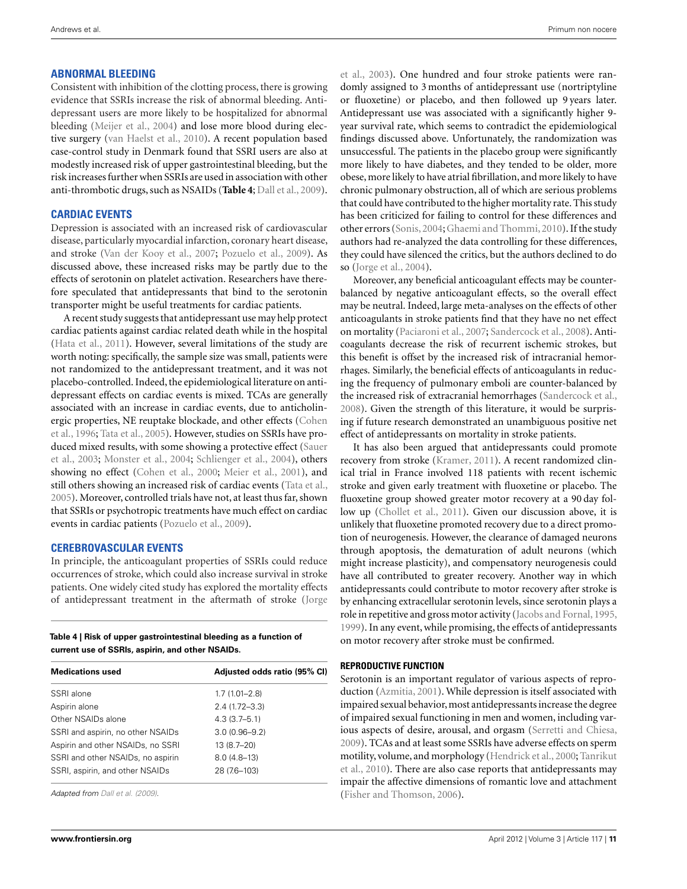## ABNORMAL BLEEDING

Consistent with inhibition of the clotting process, there is growing evidence that SSRIs increase the risk of abnormal bleeding. Antidepressant users are more likely to be hospitalized for abnormal bleeding (Meijer et al., 2004) and lose more blood during elective surgery (van Haelst et al., 2010). A recent population based case-control study in Denmark found that SSRI users are also at modestly increased risk of upper gastrointestinal bleeding, but the risk increases further when SSRIs are used in association with other anti-thrombotic drugs, such as NSAIDs (**Table 4**; Dall et al., 2009).

**Table 4 | Risk of upper gastrointestinal bleeding as a function of current use of SSRIs, aspirin, and other NSAIDs.**

| Medications used | Adjusted odds ratio (95% CI) |
| --- | --- |
| SSRI alone | 1.7 (1.01–2.8) |
| Aspirin alone | 2.4 (1.72–3.3) |
| Other NSAIDs alone | 4.3 (3.7–5.1) |
| SSRI and aspirin, no other NSAIDs | 3.0 (0.96–9.2) |
| Aspirin and other NSAIDs, no SSRI | 13 (8.7–20) |
| SSRI and other NSAIDs, no aspirin | 8.0 (4.8–13) |
| SSRI, aspirin, and other NSAIDs | 28 (7.6–103) |

*Adapted from Dall et al. (2009).*

## CARDIAC EVENTS

Depression is associated with an increased risk of cardiovascular disease, particularly myocardial infarction, coronary heart disease, and stroke (Van der Kooy et al., 2007; Pozuelo et al., 2009). As discussed above, these increased risks may be partly due to the effects of serotonin on platelet activation. Researchers have therefore speculated that antidepressants that bind to the serotonin transporter might be useful treatments for cardiac patients.

A recent study suggests that antidepressant use may help protect cardiac patients against cardiac related death while in the hospital (Hata et al., 2011). However, several limitations of the study are worth noting: specifically, the sample size was small, patients were not randomized to the antidepressant treatment, and it was not placebo-controlled. Indeed, the epidemiological literature on antidepressant effects on cardiac events is mixed. TCAs are generally associated with an increase in cardiac events, due to anticholinergic properties, NE reuptake blockade, and other effects (Cohen et al., 1996; Tata et al., 2005). However, studies on SSRIs have produced mixed results, with some showing a protective effect (Sauer et al., 2003; Monster et al., 2004; Schlienger et al., 2004), others showing no effect (Cohen et al., 2000; Meier et al., 2001), and still others showing an increased risk of cardiac events (Tata et al., 2005). Moreover, controlled trials have not, at least thus far, shown that SSRIs or psychotropic treatments have much effect on cardiac events in cardiac patients (Pozuelo et al., 2009).

## CEREBROVASCULAR EVENTS

In principle, the anticoagulant properties of SSRIs could reduce occurrences of stroke, which could also increase survival in stroke patients. One widely cited study has explored the mortality effects of antidepressant treatment in the aftermath of stroke (Jorge et al., 2003). One hundred and four stroke patients were randomly assigned to 3 months of antidepressant use (nortriptyline or fluoxetine) or placebo, and then followed up 9 years later. Antidepressant use was associated with a significantly higher 9-year survival rate, which seems to contradict the epidemiological findings discussed above. Unfortunately, the randomization was unsuccessful. The patients in the placebo group were significantly more likely to have diabetes, and they tended to be older, more obese, more likely to have atrial fibrillation, and more likely to have chronic pulmonary obstruction, all of which are serious problems that could have contributed to the higher mortality rate. This study has been criticized for failing to control for these differences and other errors (Sonis, 2004; Ghaemi and Thommi, 2010). If the study authors had re-analyzed the data controlling for these differences, they could have silenced the critics, but the authors declined to do so (Jorge et al., 2004).

Moreover, any beneficial anticoagulant effects may be counter-balanced by negative anticoagulant effects, so the overall effect may be neutral. Indeed, large meta-analyses on the effects of other anticoagulants in stroke patients find that they have no net effect on mortality (Paciaroni et al., 2007; Sandercock et al., 2008). Anticoagulants decrease the risk of recurrent ischemic strokes, but this benefit is offset by the increased risk of intracranial hemorrhages. Similarly, the beneficial effects of anticoagulants in reducing the frequency of pulmonary emboli are counter-balanced by the increased risk of extracranial hemorrhages (Sandercock et al., 2008). Given the strength of this literature, it would be surprising if future research demonstrated an unambiguous positive net effect of antidepressants on mortality in stroke patients.

It has also been argued that antidepressants could promote recovery from stroke (Kramer, 2011). A recent randomized clinical trial in France involved 118 patients with recent ischemic stroke and given early treatment with fluoxetine or placebo. The fluoxetine group showed greater motor recovery at a 90 day follow up (Chollet et al., 2011). Given our discussion above, it is unlikely that fluoxetine promoted recovery due to a direct promotion of neurogenesis. However, the clearance of damaged neurons through apoptosis, the dematuration of adult neurons (which might increase plasticity), and compensatory neurogenesis could have all contributed to greater recovery. Another way in which antidepressants could contribute to motor recovery after stroke is by enhancing extracellular serotonin levels, since serotonin plays a role in repetitive and gross motor activity (Jacobs and Fornal, 1995, 1999). In any event, while promising, the effects of antidepressants on motor recovery after stroke must be confirmed.

## REPRODUCTIVE FUNCTION

Serotonin is an important regulator of various aspects of reproduction (Azmitia, 2001). While depression is itself associated with impaired sexual behavior, most antidepressants increase the degree of impaired sexual functioning in men and women, including various aspects of desire, arousal, and orgasm (Serretti and Chiesa, 2009). TCAs and at least some SSRIs have adverse effects on sperm motility, volume, and morphology (Hendrick et al., 2000; Tanrikut et al., 2010). There are also case reports that antidepressants may impair the affective dimensions of romantic love and attachment (Fisher and Thomson, 2006).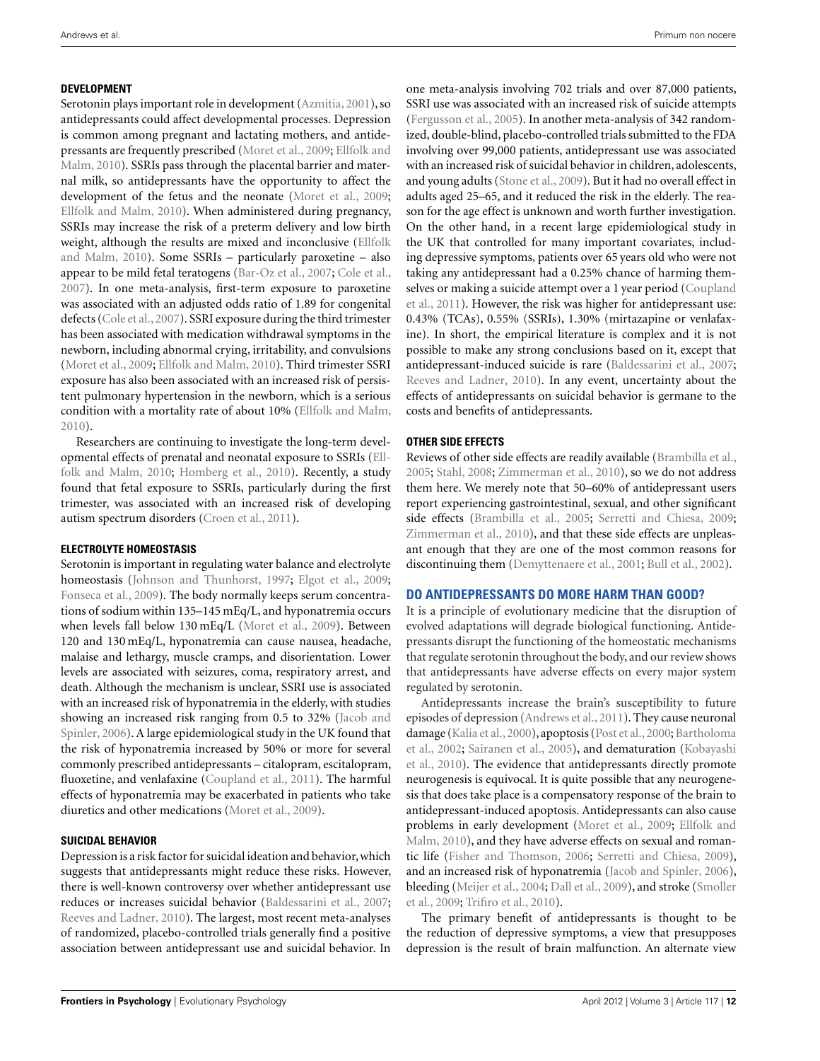### DEVELOPMENT

Serotonin plays important role in development (Azmitia, 2001), so antidepressants could affect developmental processes. Depression is common among pregnant and lactating mothers, and antidepressants are frequently prescribed (Moret et al., 2009; Ellfolk and Malm, 2010). SSRIs pass through the placental barrier and maternal milk, so antidepressants have the opportunity to affect the development of the fetus and the neonate (Moret et al., 2009; Ellfolk and Malm, 2010). When administered during pregnancy, SSRIs may increase the risk of a preterm delivery and low birth weight, although the results are mixed and inconclusive (Ellfolk and Malm, 2010). Some SSRIs – particularly paroxetine – also appear to be mild fetal teratogens (Bar-Oz et al., 2007; Cole et al., 2007). In one meta-analysis, first-term exposure to paroxetine was associated with an adjusted odds ratio of 1.89 for congenital defects (Cole et al., 2007). SSRI exposure during the third trimester has been associated with medication withdrawal symptoms in the newborn, including abnormal crying, irritability, and convulsions (Moret et al., 2009; Ellfolk and Malm, 2010). Third trimester SSRI exposure has also been associated with an increased risk of persistent pulmonary hypertension in the newborn, which is a serious condition with a mortality rate of about 10% (Ellfolk and Malm, 2010).

Researchers are continuing to investigate the long-term developmental effects of prenatal and neonatal exposure to SSRIs (Ellfolk and Malm, 2010; Homberg et al., 2010). Recently, a study found that fetal exposure to SSRIs, particularly during the first trimester, was associated with an increased risk of developing autism spectrum disorders (Croen et al., 2011).

### ELECTROLYTE HOMEOSTASIS

Serotonin is important in regulating water balance and electrolyte homeostasis (Johnson and Thunhorst, 1997; Elgot et al., 2009; Fonseca et al., 2009). The body normally keeps serum concentrations of sodium within 135–145 mEq/L, and hyponatremia occurs when levels fall below 130 mEq/L (Moret et al., 2009). Between 120 and 130 mEq/L, hyponatremia can cause nausea, headache, malaise and lethargy, muscle cramps, and disorientation. Lower levels are associated with seizures, coma, respiratory arrest, and death. Although the mechanism is unclear, SSRI use is associated with an increased risk of hyponatremia in the elderly, with studies showing an increased risk ranging from 0.5 to 32% (Jacob and Spinler, 2006). A large epidemiological study in the UK found that the risk of hyponatremia increased by 50% or more for several commonly prescribed antidepressants – citalopram, escitalopram, fluoxetine, and venlafaxine (Coupland et al., 2011). The harmful effects of hyponatremia may be exacerbated in patients who take diuretics and other medications (Moret et al., 2009).

### SUICIDAL BEHAVIOR

Depression is a risk factor for suicidal ideation and behavior, which suggests that antidepressants might reduce these risks. However, there is well-known controversy over whether antidepressant use reduces or increases suicidal behavior (Baldessarini et al., 2007; Reeves and Ladner, 2010). The largest, most recent meta-analyses of randomized, placebo-controlled trials generally find a positive association between antidepressant use and suicidal behavior. In one meta-analysis involving 702 trials and over 87,000 patients, SSRI use was associated with an increased risk of suicide attempts (Fergusson et al., 2005). In another meta-analysis of 342 randomized, double-blind, placebo-controlled trials submitted to the FDA involving over 99,000 patients, antidepressant use was associated with an increased risk of suicidal behavior in children, adolescents, and young adults (Stone et al., 2009). But it had no overall effect in adults aged 25–65, and it reduced the risk in the elderly. The reason for the age effect is unknown and worth further investigation. On the other hand, in a recent large epidemiological study in the UK that controlled for many important covariates, including depressive symptoms, patients over 65 years old who were not taking any antidepressant had a 0.25% chance of harming themselves or making a suicide attempt over a 1 year period (Coupland et al., 2011). However, the risk was higher for antidepressant use: 0.43% (TCAs), 0.55% (SSRIs), 1.30% (mirtazapine or venlafaxine). In short, the empirical literature is complex and it is not possible to make any strong conclusions based on it, except that antidepressant-induced suicide is rare (Baldessarini et al., 2007; Reeves and Ladner, 2010). In any event, uncertainty about the effects of antidepressants on suicidal behavior is germane to the costs and benefits of antidepressants.

### OTHER SIDE EFFECTS

Reviews of other side effects are readily available (Brambilla et al., 2005; Stahl, 2008; Zimmerman et al., 2010), so we do not address them here. We merely note that 50–60% of antidepressant users report experiencing gastrointestinal, sexual, and other significant side effects (Brambilla et al., 2005; Serretti and Chiesa, 2009; Zimmerman et al., 2010), and that these side effects are unpleasant enough that they are one of the most common reasons for discontinuing them (Demyttenaere et al., 2001; Bull et al., 2002).

## DO ANTIDEPRESSANTS DO MORE HARM THAN GOOD?

It is a principle of evolutionary medicine that the disruption of evolved adaptations will degrade biological functioning. Antidepressants disrupt the functioning of the homeostatic mechanisms that regulate serotonin throughout the body, and our review shows that antidepressants have adverse effects on every major system regulated by serotonin.

Antidepressants increase the brain's susceptibility to future episodes of depression (Andrews et al., 2011). They cause neuronal damage (Kalia et al., 2000), apoptosis (Post et al., 2000; Bartholoma et al., 2002; Sairanen et al., 2005), and dematuration (Kobayashi et al., 2010). The evidence that antidepressants directly promote neurogenesis is equivocal. It is quite possible that any neurogenesis that does take place is a compensatory response of the brain to antidepressant-induced apoptosis. Antidepressants can also cause problems in early development (Moret et al., 2009; Ellfolk and Malm, 2010), and they have adverse effects on sexual and romantic life (Fisher and Thomson, 2006; Serretti and Chiesa, 2009), and an increased risk of hyponatremia (Jacob and Spinler, 2006), bleeding (Meijer et al., 2004; Dall et al., 2009), and stroke (Smoller et al., 2009; Trifiro et al., 2010).

The primary benefit of antidepressants is thought to be the reduction of depressive symptoms, a view that presupposes depression is the result of brain malfunction. An alternate view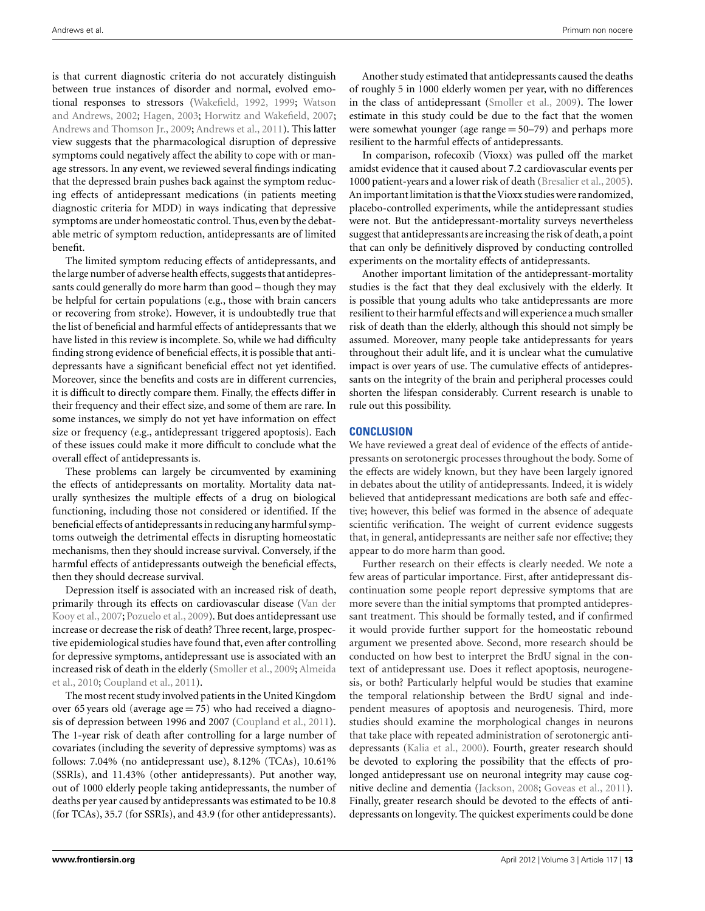is that current diagnostic criteria do not accurately distinguish between true instances of disorder and normal, evolved emotional responses to stressors (Wakefield, 1992, 1999; Watson and Andrews, 2002; Hagen, 2003; Horwitz and Wakefield, 2007; Andrews and Thomson Jr., 2009; Andrews et al., 2011). This latter view suggests that the pharmacological disruption of depressive symptoms could negatively affect the ability to cope with or manage stressors. In any event, we reviewed several findings indicating that the depressed brain pushes back against the symptom reducing effects of antidepressant medications (in patients meeting diagnostic criteria for MDD) in ways indicating that depressive symptoms are under homeostatic control. Thus, even by the debatable metric of symptom reduction, antidepressants are of limited benefit.

The limited symptom reducing effects of antidepressants, and the large number of adverse health effects, suggests that antidepressants could generally do more harm than good – though they may be helpful for certain populations (e.g., those with brain cancers or recovering from stroke). However, it is undoubtedly true that the list of beneficial and harmful effects of antidepressants that we have listed in this review is incomplete. So, while we had difficulty finding strong evidence of beneficial effects, it is possible that antidepressants have a significant beneficial effect not yet identified. Moreover, since the benefits and costs are in different currencies, it is difficult to directly compare them. Finally, the effects differ in their frequency and their effect size, and some of them are rare. In some instances, we simply do not yet have information on effect size or frequency (e.g., antidepressant triggered apoptosis). Each of these issues could make it more difficult to conclude what the overall effect of antidepressants is.

These problems can largely be circumvented by examining the effects of antidepressants on mortality. Mortality data naturally synthesizes the multiple effects of a drug on biological functioning, including those not considered or identified. If the beneficial effects of antidepressants in reducing any harmful symptoms outweigh the detrimental effects in disrupting homeostatic mechanisms, then they should increase survival. Conversely, if the harmful effects of antidepressants outweigh the beneficial effects, then they should decrease survival.

Depression itself is associated with an increased risk of death, primarily through its effects on cardiovascular disease (Van der Kooy et al., 2007; Pozuelo et al., 2009). But does antidepressant use increase or decrease the risk of death? Three recent, large, prospective epidemiological studies have found that, even after controlling for depressive symptoms, antidepressant use is associated with an increased risk of death in the elderly (Smoller et al., 2009; Almeida et al., 2010; Coupland et al., 2011).

The most recent study involved patients in the United Kingdom over 65 years old (average age = 75) who had received a diagnosis of depression between 1996 and 2007 (Coupland et al., 2011). The 1-year risk of death after controlling for a large number of covariates (including the severity of depressive symptoms) was as follows: 7.04% (no antidepressant use), 8.12% (TCAs), 10.61% (SSRIs), and 11.43% (other antidepressants). Put another way, out of 1000 elderly people taking antidepressants, the number of deaths per year caused by antidepressants was estimated to be 10.8 (for TCAs), 35.7 (for SSRIs), and 43.9 (for other antidepressants).

Another study estimated that antidepressants caused the deaths of roughly 5 in 1000 elderly women per year, with no differences in the class of antidepressant (Smoller et al., 2009). The lower estimate in this study could be due to the fact that the women were somewhat younger (age range = 50–79) and perhaps more resilient to the harmful effects of antidepressants.

In comparison, rofecoxib (Vioxx) was pulled off the market amidst evidence that it caused about 7.2 cardiovascular events per 1000 patient-years and a lower risk of death (Bresalier et al., 2005). An important limitation is that the Vioxx studies were randomized, placebo-controlled experiments, while the antidepressant studies were not. But the antidepressant-mortality surveys nevertheless suggest that antidepressants are increasing the risk of death, a point that can only be definitively disproved by conducting controlled experiments on the mortality effects of antidepressants.

Another important limitation of the antidepressant-mortality studies is the fact that they deal exclusively with the elderly. It is possible that young adults who take antidepressants are more resilient to their harmful effects and will experience a much smaller risk of death than the elderly, although this should not simply be assumed. Moreover, many people take antidepressants for years throughout their adult life, and it is unclear what the cumulative impact is over years of use. The cumulative effects of antidepressants on the integrity of the brain and peripheral processes could shorten the lifespan considerably. Current research is unable to rule out this possibility.

## CONCLUSION

We have reviewed a great deal of evidence of the effects of antidepressants on serotonergic processes throughout the body. Some of the effects are widely known, but they have been largely ignored in debates about the utility of antidepressants. Indeed, it is widely believed that antidepressant medications are both safe and effective; however, this belief was formed in the absence of adequate scientific verification. The weight of current evidence suggests that, in general, antidepressants are neither safe nor effective; they appear to do more harm than good.

Further research on their effects is clearly needed. We note a few areas of particular importance. First, after antidepressant discontinuation some people report depressive symptoms that are more severe than the initial symptoms that prompted antidepressant treatment. This should be formally tested, and if confirmed it would provide further support for the homeostatic rebound argument we presented above. Second, more research should be conducted on how best to interpret the BrdU signal in the context of antidepressant use. Does it reflect apoptosis, neurogenesis, or both? Particularly helpful would be studies that examine the temporal relationship between the BrdU signal and independent measures of apoptosis and neurogenesis. Third, more studies should examine the morphological changes in neurons that take place with repeated administration of serotonergic antidepressants (Kalia et al., 2000). Fourth, greater research should be devoted to exploring the possibility that the effects of prolonged antidepressant use on neuronal integrity may cause cognitive decline and dementia (Jackson, 2008; Goveas et al., 2011). Finally, greater research should be devoted to the effects of antidepressants on longevity. The quickest experiments could be done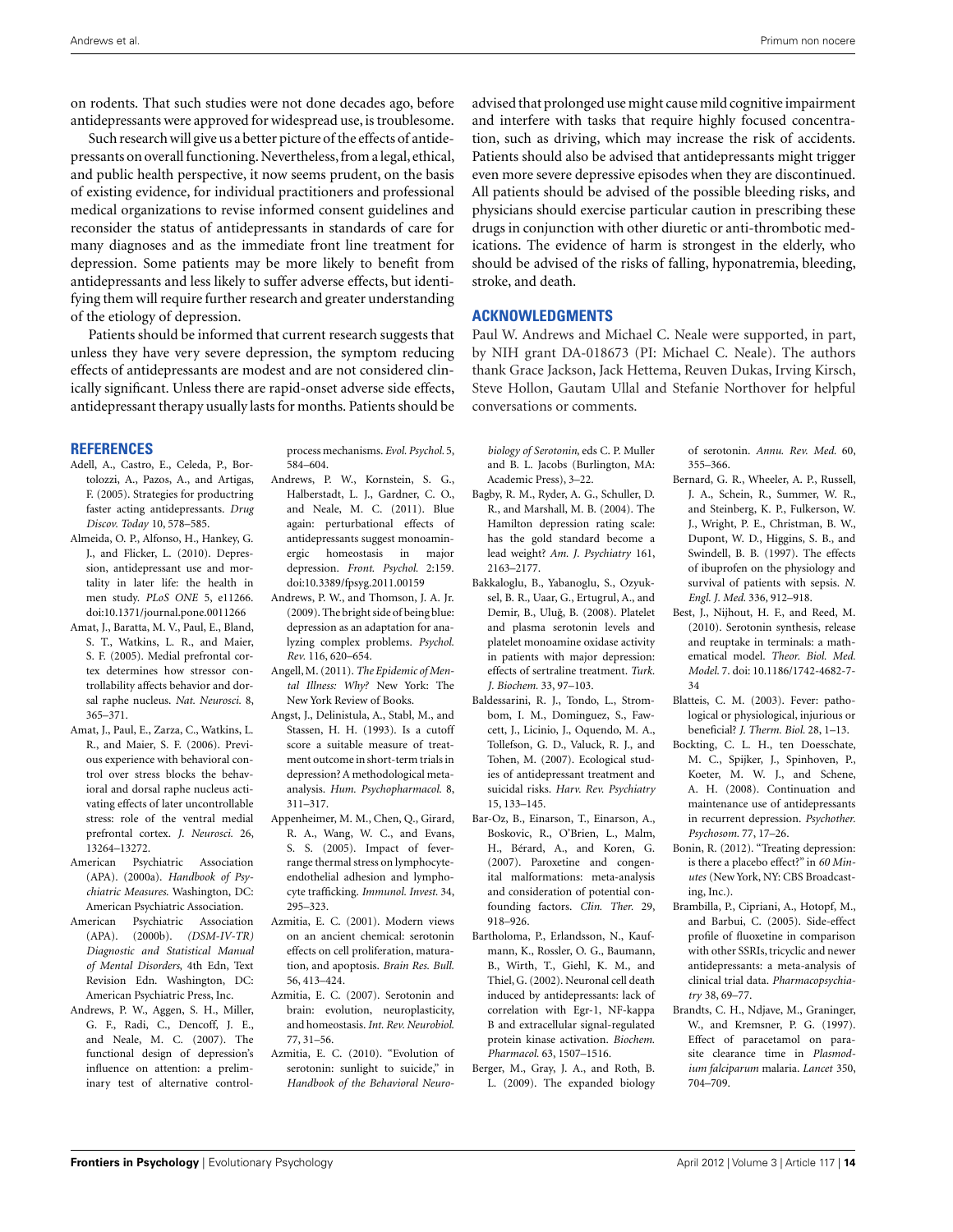on rodents. That such studies were not done decades ago, before antidepressants were approved for widespread use, is troublesome.

Such research will give us a better picture of the effects of antidepressants on overall functioning. Nevertheless, from a legal, ethical, and public health perspective, it now seems prudent, on the basis of existing evidence, for individual practitioners and professional medical organizations to revise informed consent guidelines and reconsider the status of antidepressants in standards of care for many diagnoses and as the immediate front line treatment for depression. Some patients may be more likely to benefit from antidepressants and less likely to suffer adverse effects, but identifying them will require further research and greater understanding of the etiology of depression.

Patients should be informed that current research suggests that unless they have very severe depression, the symptom reducing effects of antidepressants are modest and are not considered clinically significant. Unless there are rapid-onset adverse side effects, antidepressant therapy usually lasts for months. Patients should be advised that prolonged use might cause mild cognitive impairment and interfere with tasks that require highly focused concentration, such as driving, which may increase the risk of accidents. Patients should also be advised that antidepressants might trigger even more severe depressive episodes when they are discontinued. All patients should be advised of the possible bleeding risks, and physicians should exercise particular caution in prescribing these drugs in conjunction with other diuretic or anti-thrombotic medications. The evidence of harm is strongest in the elderly, who should be advised of the risks of falling, hyponatremia, bleeding, stroke, and death.

## ACKNOWLEDGMENTS

Paul W. Andrews and Michael C. Neale were supported, in part, by NIH grant DA-018673 (PI: Michael C. Neale). The authors thank Grace Jackson, Jack Hettema, Reuven Dukas, Irving Kirsch, Steve Hollon, Gautam Ullal and Stefanie Northover for helpful conversations or comments.

## REFERENCES

Adell, A., Castro, E., Celeda, P., Bortolozzi, A., Pazos, A., and Artigas, F. (2005). Strategies for productring faster acting antidepressants. *Drug Discov. Today* 10, 578–585.

Almeida, O. P., Alfonso, H., Hankey, G. J., and Flicker, L. (2010). Depression, antidepressant use and mortality in later life: the health in men study. *PLoS ONE* 5, e11266. doi:10.1371/journal.pone.0011266

Amat, J., Baratta, M. V., Paul, E., Bland, S. T., Watkins, L. R., and Maier, S. F. (2005). Medial prefrontal cortex determines how stressor controllability affects behavior and dorsal raphe nucleus. *Nat. Neurosci.* 8, 365–371.

Amat, J., Paul, E., Zarza, C., Watkins, L. R., and Maier, S. F. (2006). Previous experience with behavioral control over stress blocks the behavioral and dorsal raphe nucleus activating effects of later uncontrollable stress: role of the ventral medial prefrontal cortex. *J. Neurosci.* 26, 13264–13272.

American Psychiatric Association (APA). (2000a). *Handbook of Psychiatric Measures*. Washington, DC: American Psychiatric Association.

American Psychiatric Association (APA). (2000b). *(DSM-IV-TR) Diagnostic and Statistical Manual of Mental Disorders*, 4th Edn, Text Revision Edn. Washington, DC: American Psychiatric Press, Inc.

Andrews, P. W., Aggen, S. H., Miller, G. F., Radi, C., Dencoff, J. E., and Neale, M. C. (2007). The functional design of depression's influence on attention: a preliminary test of alternative control-process mechanisms. *Evol. Psychol.* 5, 584–604.

Andrews, P. W., Kornstein, S. G., Halberstadt, L. J., Gardner, C. O., and Neale, M. C. (2011). Blue again: perturbational effects of antidepressants suggest monoaminergic homeostasis in major depression. *Front. Psychol.* 2:159. doi:10.3389/fpsyg.2011.00159

Andrews, P. W., and Thomson, J. A. Jr. (2009). The bright side of being blue: depression as an adaptation for analyzing complex problems. *Psychol. Rev.* 116, 620–654.

Angell, M. (2011). *The Epidemic of Mental Illness: Why?* New York: The New York Review of Books.

Angst, J., Delinistula, A., Stabl, M., and Stassen, H. H. (1993). Is a cutoff score a suitable measure of treatment outcome in short-term trials in depression? A methodological meta-analysis. *Hum. Psychopharmacol.* 8, 311–317.

Appenheimer, M. M., Chen, Q., Girard, R. A., Wang, W. C., and Evans, S. S. (2005). Impact of fever-range thermal stress on lymphocyte-endothelial adhesion and lymphocyte trafficking. *Immunol. Invest.* 34, 295–323.

Azmitia, E. C. (2001). Modern views on an ancient chemical: serotonin effects on cell proliferation, maturation, and apoptosis. *Brain Res. Bull.* 56, 413–424.

Azmitia, E. C. (2007). Serotonin and brain: evolution, neuroplasticity, and homeostasis. *Int. Rev. Neurobiol.* 77, 31–56.

Azmitia, E. C. (2010). "Evolution of serotonin: sunlight to suicide," in *Handbook of the Behavioral Neurobiology of Serotonin*, eds C. P. Muller and B. L. Jacobs (Burlington, MA: Academic Press), 3–22.

Bagby, R. M., Ryder, A. G., Schuller, D. R., and Marshall, M. B. (2004). The Hamilton depression rating scale: has the gold standard become a lead weight? *Am. J. Psychiatry* 161, 2163–2177.

Bakkaloglu, B., Yabanoglu, S., Ozyuksel, B. R., Uaar, G., Ertugrul, A., and Demir, B., Uluğ, B. (2008). Platelet and plasma serotonin levels and platelet monoamine oxidase activity in patients with major depression: effects of sertraline treatment. *Turk. J. Biochem.* 33, 97–103.

Baldessarini, R. J., Tondo, L., Strombom, I. M., Dominguez, S., Fawcett, J., Licinio, J., Oquendo, M. A., Tollefson, G. D., Valuck, R. J., and Tohen, M. (2007). Ecological studies of antidepressant treatment and suicidal risks. *Harv. Rev. Psychiatry* 15, 133–145.

Bar-Oz, B., Einarson, T., Einarson, A., Boskovic, R., O'Brien, L., Malm, H., Bérard, A., and Koren, G. (2007). Paroxetine and congenital malformations: meta-analysis and consideration of potential confounding factors. *Clin. Ther.* 29, 918–926.

Bartholoma, P., Erlandsson, N., Kaufmann, K., Rossler, O. G., Baumann, B., Wirth, T., Giehl, K. M., and Thiel, G. (2002). Neuronal cell death induced by antidepressants: lack of correlation with Egr-1, NF-kappa B and extracellular signal-regulated protein kinase activation. *Biochem. Pharmacol.* 63, 1507–1516.

Berger, M., Gray, J. A., and Roth, B. L. (2009). The expanded biology of serotonin. *Annu. Rev. Med.* 60, 355–366.

Bernard, G. R., Wheeler, A. P., Russell, J. A., Schein, R., Summer, W. R., and Steinberg, K. P., Fulkerson, W. J., Wright, P. E., Christman, B. W., Dupont, W. D., Higgins, S. B., and Swindell, B. B. (1997). The effects of ibuprofen on the physiology and survival of patients with sepsis. *N. Engl. J. Med.* 336, 912–918.

Best, J., Nijhout, H. F., and Reed, M. (2010). Serotonin synthesis, release and reuptake in terminals: a mathematical model. *Theor. Biol. Med. Model.* 7. doi: 10.1186/1742-4682-7-34

Blatteis, C. M. (2003). Fever: pathological or physiological, injurious or beneficial? *J. Therm. Biol.* 28, 1–13.

Bockting, C. L. H., ten Doesschate, M. C., Spijker, J., Spinhoven, P., Koeter, M. W. J., and Schene, A. H. (2008). Continuation and maintenance use of antidepressants in recurrent depression. *Psychother. Psychosom.* 77, 17–26.

Bonin, R. (2012). "Treating depression: is there a placebo effect?" in *60 Minutes* (New York, NY: CBS Broadcasting, Inc.).

Brambilla, P., Cipriani, A., Hotopf, M., and Barbui, C. (2005). Side-effect profile of fluoxetine in comparison with other SSRIs, tricyclic and newer antidepressants: a meta-analysis of clinical trial data. *Pharmacopsychiatry* 38, 69–77.

Brandts, C. H., Ndjave, M., Graninger, W., and Kremsner, P. G. (1997). Effect of paracetamol on parasite clearance time in *Plasmodium falciparum* malaria. *Lancet* 350, 704–709.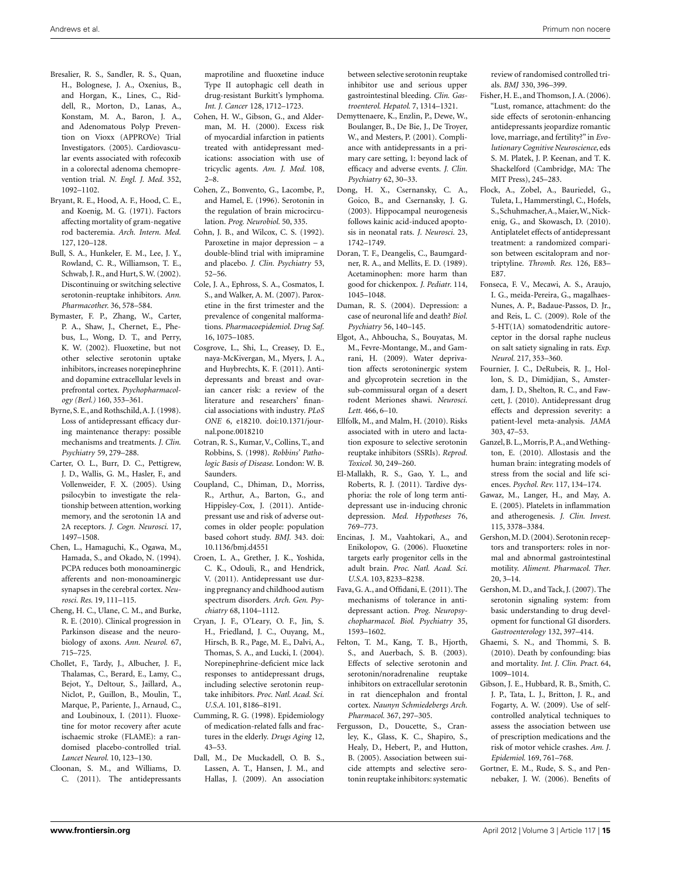Bresalier, R. S., Sandler, R. S., Quan, H., Bolognese, J. A., Oxenius, B., and Horgan, K., Lines, C., Riddell, R., Morton, D., Lanas, A., Konstam, M. A., Baron, J. A., and Adenomatous Polyp Prevention on Vioxx (APPROVe) Trial Investigators. (2005). Cardiovascular events associated with rofecoxib in a colorectal adenoma chemoprevention trial. *N. Engl. J. Med.* 352, 1092–1102.

Bryant, R. E., Hood, A. F., Hood, C. E., and Koenig, M. G. (1971). Factors affecting mortality of gram-negative rod bacteremia. *Arch. Intern. Med.* 127, 120–128.

Bull, S. A., Hunkeler, E. M., Lee, J. Y., Rowland, C. R., Williamson, T. E., Schwab, J. R., and Hurt, S. W. (2002). Discontinuing or switching selective serotonin-reuptake inhibitors. *Ann. Pharmacother.* 36, 578–584.

Bymaster, F. P., Zhang, W., Carter, P. A., Shaw, J., Chernet, E., Phebus, L., Wong, D. T., and Perry, K. W. (2002). Fluoxetine, but not other selective serotonin uptake inhibitors, increases norepinephrine and dopamine extracellular levels in prefrontal cortex. *Psychopharmacology (Berl.)* 160, 353–361.

Byrne, S. E., and Rothschild, A. J. (1998). Loss of antidepressant efficacy during maintenance therapy: possible mechanisms and treatments. *J. Clin. Psychiatry* 59, 279–288.

Carter, O. L., Burr, D. C., Pettigrew, J. D., Wallis, G. M., Hasler, F., and Vollenweider, F. X. (2005). Using psilocybin to investigate the relationship between attention, working memory, and the serotonin 1A and 2A receptors. *J. Cogn. Neurosci.* 17, 1497–1508.

Chen, L., Hamaguchi, K., Ogawa, M., Hamada, S., and Okado, N. (1994). PCPA reduces both monoaminergic afferents and non-monoaminergic synapses in the cerebral cortex. *Neurosci. Res.* 19, 111–115.

Cheng, H. C., Ulane, C. M., and Burke, R. E. (2010). Clinical progression in Parkinson disease and the neurobiology of axons. *Ann. Neurol.* 67, 715–725.

Chollet, F., Tardy, J., Albucher, J. F., Thalamas, C., Berard, E., Lamy, C., Bejot, Y., Deltour, S., Jaillard, A., Niclot, P., Guillon, B., Moulin, T., Marque, P., Pariente, J., Arnaud, C., and Loubinoux, I. (2011). Fluoxetine for motor recovery after acute ischaemic stroke (FLAME): a randomised placebo-controlled trial. *Lancet Neurol.* 10, 123–130.

Cloonan, S. M., and Williams, D. C. (2011). The antidepressants maprotiline and fluoxetine induce Type II autophagic cell death in drug-resistant Burkitt's lymphoma. *Int. J. Cancer* 128, 1712–1723.

Cohen, H. W., Gibson, G., and Alderman, M. H. (2000). Excess risk of myocardial infarction in patients treated with antidepressant medications: association with use of tricyclic agents. *Am. J. Med.* 108, 2–8.

Cohen, Z., Bonvento, G., Lacombe, P., and Hamel, E. (1996). Serotonin in the regulation of brain microcirculation. *Prog. Neurobiol.* 50, 335.

Cohn, J. B., and Wilcox, C. S. (1992). Paroxetine in major depression – a double-blind trial with imipramine and placebo. *J. Clin. Psychiatry* 53, 52–56.

Cole, J. A., Ephross, S. A., Cosmatos, I. S., and Walker, A. M. (2007). Paroxetine in the first trimester and the prevalence of congenital malformations. *Pharmacoepidemiol. Drug Saf.* 16, 1075–1085.

Cosgrove, L., Shi, L., Creasey, D. E., naya-McKivergan, M., Myers, J. A., and Huybrechts, K. F. (2011). Antidepressants and breast and ovarian cancer risk: a review of the literature and researchers' financial associations with industry. *PLoS ONE* 6, e18210. doi:10.1371/journal.pone.0018210

Cotran, R. S., Kumar, V., Collins, T., and Robbins, S. (1998). *Robbins' Pathologic Basis of Disease.* London: W. B. Saunders.

Coupland, C., Dhiman, D., Morriss, R., Arthur, A., Barton, G., and Hippisley-Cox, J. (2011). Antidepressant use and risk of adverse outcomes in older people: population based cohort study. *BMJ.* 343. doi: 10.1136/bmj.d4551

Croen, L. A., Grether, J. K., Yoshida, C. K., Odouli, R., and Hendrick, V. (2011). Antidepressant use during pregnancy and childhood autism spectrum disorders. *Arch. Gen. Psychiatry* 68, 1104–1112.

Cryan, J. F., O'Leary, O. F., Jin, S. H., Friedland, J. C., Ouyang, M., Hirsch, B. R., Page, M. E., Dalvi, A., Thomas, S. A., and Lucki, I. (2004). Norepinephrine-deficient mice lack responses to antidepressant drugs, including selective serotonin reuptake inhibitors. *Proc. Natl. Acad. Sci. U.S.A.* 101, 8186–8191.

Cumming, R. G. (1998). Epidemiology of medication-related falls and fractures in the elderly. *Drugs Aging* 12, 43–53.

Dall, M., De Muckadell, O. B. S., Lassen, A. T., Hansen, J. M., and Hallas, J. (2009). An association between selective serotonin reuptake inhibitor use and serious upper gastrointestinal bleeding. *Clin. Gastroenterol. Hepatol.* 7, 1314–1321.

Demyttenaere, K., Enzlin, P., Dewe, W., Boulanger, B., De Bie, J., De Troyer, W., and Mesters, P. (2001). Compliance with antidepressants in a primary care setting, 1: beyond lack of efficacy and adverse events. *J. Clin. Psychiatry* 62, 30–33.

Dong, H. X., Csernansky, C. A., Goico, B., and Csernansky, J. G. (2003). Hippocampal neurogenesis follows kainic acid-induced apoptosis in neonatal rats. *J. Neurosci.* 23, 1742–1749.

Doran, T. F., Deangelis, C., Baumgardner, R. A., and Mellits, E. D. (1989). Acetaminophen: more harm than good for chickenpox. *J. Pediatr.* 114, 1045–1048.

Duman, R. S. (2004). Depression: a case of neuronal life and death? *Biol. Psychiatry* 56, 140–145.

Elgot, A., Ahboucha, S., Bouyatas, M. M., Fevre-Montange, M., and Gamrani, H. (2009). Water deprivation affects serotoninergic system and glycoprotein secretion in the sub-commissural organ of a desert rodent Meriones shawi. *Neurosci. Lett.* 466, 6–10.

Ellfolk, M., and Malm, H. (2010). Risks associated with in utero and lactation exposure to selective serotonin reuptake inhibitors (SSRIs). *Reprod. Toxicol.* 30, 249–260.

El-Mallakh, R. S., Gao, Y. L., and Roberts, R. J. (2011). Tardive dysphoria: the role of long term antidepressant use in-inducing chronic depression. *Med. Hypotheses* 76, 769–773.

Encinas, J. M., Vaahtokari, A., and Enikolopov, G. (2006). Fluoxetine targets early progenitor cells in the adult brain. *Proc. Natl. Acad. Sci. U.S.A.* 103, 8233–8238.

Fava, G. A., and Offidani, E. (2011). The mechanisms of tolerance in antidepressant action. *Prog. Neuropsychopharmacol. Biol. Psychiatry* 35, 1593–1602.

Felton, T. M., Kang, T. B., Hjorth, S., and Auerbach, S. B. (2003). Effects of selective serotonin and serotonin/noradrenaline reuptake inhibitors on extracellular serotonin in rat diencephalon and frontal cortex. *Naunyn Schmiedebergs Arch. Pharmacol.* 367, 297–305.

Fergusson, D., Doucette, S., Cranley, K., Glass, K. C., Shapiro, S., Healy, D., Hebert, P., and Hutton, B. (2005). Association between suicide attempts and selective serotonin reuptake inhibitors: systematic review of randomised controlled trials. *BMJ* 330, 396–399.

Fisher, H. E., and Thomson, J. A. (2006). "Lust, romance, attachment: do the side effects of serotonin-enhancing antidepressants jeopardize romantic love, marriage, and fertility?" in *Evolutionary Cognitive Neuroscience*, eds S. M. Platek, J. P. Keenan, and T. K. Shackelford (Cambridge, MA: The MIT Press), 245–283.

Flock, A., Zobel, A., Bauriedel, G., Tuleta, I., Hammerstingl, C., Hofels, S., Schuhmacher, A., Maier, W., Nickenig, G., and Skowasch, D. (2010). Antiplatelet effects of antidepressant treatment: a randomized comparison between escitalopram and nortriptyline. *Thromb. Res.* 126, E83–E87.

Fonseca, F. V., Mecawi, A. S., Araujo, I. G., meida-Pereira, G., magalhaes-Nunes, A. P., Badaue-Passos, D. Jr., and Reis, L. C. (2009). Role of the 5-HT(1A) somatodendritic autoreceptor in the dorsal raphe nucleus on salt satiety signaling in rats. *Exp. Neurol.* 217, 353–360.

Fournier, J. C., DeRubeis, R. J., Hollon, S. D., Dimidjian, S., Amsterdam, J. D., Shelton, R. C., and Fawcett, J. (2010). Antidepressant drug effects and depression severity: a patient-level meta-analysis. *JAMA* 303, 47–53.

Ganzel, B. L., Morris, P. A., and Wethington, E. (2010). Allostasis and the human brain: integrating models of stress from the social and life sciences. *Psychol. Rev.* 117, 134–174.

Gawaz, M., Langer, H., and May, A. E. (2005). Platelets in inflammation and atherogenesis. *J. Clin. Invest.* 115, 3378–3384.

Gershon, M. D. (2004). Serotonin receptors and transporters: roles in normal and abnormal gastrointestinal motility. *Aliment. Pharmacol. Ther.* 20, 3–14.

Gershon, M. D., and Tack, J. (2007). The serotonin signaling system: from basic understanding to drug development for functional GI disorders. *Gastroenterology* 132, 397–414.

Ghaemi, S. N., and Thommi, S. B. (2010). Death by confounding: bias and mortality. *Int. J. Clin. Pract.* 64, 1009–1014.

Gibson, J. E., Hubbard, R. B., Smith, C. J. P., Tata, L. J., Britton, J. R., and Fogarty, A. W. (2009). Use of self-controlled analytical techniques to assess the association between use of prescription medications and the risk of motor vehicle crashes. *Am. J. Epidemiol.* 169, 761–768.

Gortner, E. M., Rude, S. S., and Pennebaker, J. W. (2006). Benefits of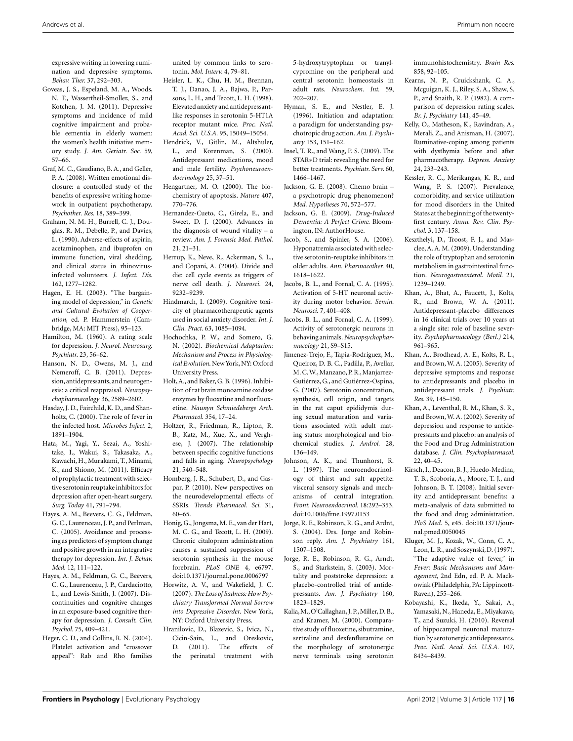expressive writing in lowering rumination and depressive symptoms. *Behav. Ther.* 37, 292–303.

Goveas, J. S., Espeland, M. A., Woods, N. F., Wassertheil-Smoller, S., and Kotchen, J. M. (2011). Depressive symptoms and incidence of mild cognitive impairment and probable eementia in elderly women: the women's health initiative memory study. *J. Am. Geriatr. Soc.* 59, 57–66.

Graf, M. C., Gaudiano, B. A., and Geller, P. A. (2008). Written emotional disclosure: a controlled study of the benefits of expressive writing homework in outpatient psychotherapy. *Psychother. Res.* 18, 389–399.

Graham, N. M. H., Burrell, C. J., Douglas, R. M., Debelle, P., and Davies, L. (1990). Adverse-effects of aspirin, acetaminophen, and ibuprofen on immune function, viral shedding, and clinical status in rhinovirus-infected volunteers. *J. Infect. Dis.* 162, 1277–1282.

Hagen, E. H. (2003). "The bargaining model of depression," in *Genetic and Cultural Evolution of Cooperation*, ed. P. Hammerstein (Cambridge, MA: MIT Press), 95–123.

Hamilton, M. (1960). A rating scale for depression. *J. Neurol. Neurosurg. Psychiatr.* 23, 56–62.

Hanson, N. D., Owens, M. J., and Nemeroff, C. B. (2011). Depression, antidepressants, and neurogenesis: a critical reappraisal. *Neuropsychopharmacology* 36, 2589–2602.

Hasday, J. D., Fairchild, K. D., and Shanholtz, C. (2000). The role of fever in the infected host. *Microbes Infect.* 2, 1891–1904.

Hata, M., Yagi, Y., Sezai, A., Yoshitake, I., Wakui, S., Takasaka, A., Kawachi, H., Murakami, T., Minami, K., and Shiono, M. (2011). Efficacy of prophylactic treatment with selective serotonin reuptake inhibitors for depression after open-heart surgery. *Surg. Today* 41, 791–794.

Hayes, A. M., Beevers, C. G., Feldman, G. C., Laurenceau, J. P., and Perlman, C. (2005). Avoidance and processing as predictors of symptom change and positive growth in an integrative therapy for depression. *Int. J. Behav. Med.* 12, 111–122.

Hayes, A. M., Feldman, G. C., Beevers, C. G., Laurenceau, J. P., Cardaciotto, L., and Lewis-Smith, J. (2007). Discontinuities and cognitive changes in an exposure-based cognitive therapy for depression. *J. Consult. Clin. Psychol.* 75, 409–421.

Heger, C. D., and Collins, R. N. (2004). Platelet activation and "crossover appeal": Rab and Rho families united by common links to serotonin. *Mol. Interv.* 4, 79–81.

Heisler, L. K., Chu, H. M., Brennan, T. J., Danao, J. A., Bajwa, P., Parsons, L. H., and Tecott, L. H. (1998). Elevated anxiety and antidepressant-like responses in serotonin 5-HT1A receptor mutant mice. *Proc. Natl. Acad. Sci. U.S.A.* 95, 15049–15054.

Hendrick, V., Gitlin, M., Altshuler, L., and Korenman, S. (2000). Antidepressant medications, mood and male fertility. *Psychoneuroendocrinology* 25, 37–51.

Hengartner, M. O. (2000). The biochemistry of apoptosis. *Nature* 407, 770–776.

Hernandez-Cueto, C., Girela, E., and Sweet, D. J. (2000). Advances in the diagnosis of wound vitality – a review. *Am. J. Forensic Med. Pathol.* 21, 21–31.

Herrup, K., Neve, R., Ackerman, S. L., and Copani, A. (2004). Divide and die: cell cycle events as triggers of nerve cell death. *J. Neurosci.* 24, 9232–9239.

Hindmarch, I. (2009). Cognitive toxicity of pharmacotherapeutic agents used in social anxiety disorder. *Int. J. Clin. Pract.* 63, 1085–1094.

Hochochka, P. W., and Somero, G. N. (2002). *Biochemical Adaptation: Mechanism and Process in Physiological Evolution*. New York, NY: Oxford University Press.

Holt, A., and Baker, G. B. (1996). Inhibition of rat brain monoamine oxidase enzymes by fluoxetine and norfluoxetine. *Naunyn Schmiedebergs Arch. Pharmacol.* 354, 17–24.

Holtzer, R., Friedman, R., Lipton, R. B., Katz, M., Xue, X., and Verghese, J. (2007). The relationship between specific cognitive functions and falls in aging. *Neuropsychology* 21, 540–548.

Homberg, J. R., Schubert, D., and Gaspar, P. (2010). New perspectives on the neurodevelopmental effects of SSRIs. *Trends Pharmacol. Sci.* 31, 60–65.

Honig, G., Jongsma, M. E., van der Hart, M. C. G., and Tecott, L. H. (2009). Chronic citalopram administration causes a sustained suppression of serotonin synthesis in the mouse forebrain. *PLoS ONE* 4, e6797. doi:10.1371/journal.pone.0006797

Horwitz, A. V., and Wakefield, J. C. (2007). *The Loss of Sadness: How Psychiatry Transformed Normal Sorrow into Depressive Disorder*. New York, NY: Oxford University Press.

Hranilovic, D., Blazevic, S., Ivica, N., Cicin-Sain, L., and Oreskovic, D. (2011). The effects of the perinatal treatment with 5-hydroxytryptophan or tranylcypromine on the peripheral and central serotonin homeostasis in adult rats. *Neurochem. Int.* 59, 202–207.

Hyman, S. E., and Nestler, E. J. (1996). Initiation and adaptation: a paradigm for understanding psychotropic drug action. *Am. J. Psychiatry* 153, 151–162.

Insel, T. R., and Wang, P. S. (2009). The STAR*D trial: revealing the need for better treatments. *Psychiatr. Serv.* 60, 1466–1467.

Jackson, G. E. (2008). Chemo brain – a psychotropic drug phenomenon? *Med. Hypotheses* 70, 572–577.

Jackson, G. E. (2009). *Drug-Induced Dementia: A Perfect Crime*. Bloomington, IN: AuthorHouse.

Jacob, S., and Spinler, S. A. (2006). Hyponatremia associated with selective serotonin-reuptake inhibitors in older adults. *Ann. Pharmacother.* 40, 1618–1622.

Jacobs, B. L., and Fornal, C. A. (1995). Activation of 5-HT neuronal activity during motor behavior. *Semin. Neurosci.* 7, 401–408.

Jacobs, B. L., and Fornal, C. A. (1999). Activity of serotonergic neurons in behaving animals. *Neuropsychopharmacology* 21, S9–S15.

Jimenez-Trejo, F., Tapia-Rodriguez, M., Queiroz, D. B. C., Padilla, P., Avellar, M. C. W., Manzano, P. R., Manjarrez-Gutiérrez, G., and Gutiérrez-Ospina, G. (2007). Serotonin concentration, synthesis, cell origin, and targets in the rat caput epididymis during sexual maturation and variations associated with adult mating status: morphological and biochemical studies. *J. Androl.* 28, 136–149.

Johnson, A. K., and Thunhorst, R. L. (1997). The neuroendocrinology of thirst and salt appetite: visceral sensory signals and mechanisms of central integration. *Front. Neuroendocrinol.* 18:292–353. doi:10.1006/frne.1997.0153

Jorge, R. E., Robinson, R. G., and Ardnt, S. (2004). Drs. Jorge and Robinson reply. *Am. J. Psychiatry* 161, 1507–1508.

Jorge, R. E., Robinson, R. G., Arndt, S., and Starkstein, S. (2003). Mortality and poststroke depression: a placebo-controlled trial of antidepressants. *Am. J. Psychiatry* 160, 1823–1829.

Kalia, M., O'Callaghan, J. P., Miller, D. B., and Kramer, M. (2000). Comparative study of fluoxetine, sibutramine, sertraline and dexfenfluramine on the morphology of serotonergic nerve terminals using serotonin immunohistochemistry. *Brain Res.* 858, 92–105.

Kearns, N. P., Cruickshank, C. A., Mcguigan, K. J., Riley, S. A., Shaw, S. P., and Snaith, R. P. (1982). A comparison of depression rating scales. *Br. J. Psychiatry* 141, 45–49.

Kelly, O., Matheson, K., Ravindran, A., Merali, Z., and Anisman, H. (2007). Ruminative-coping among patients with dysthymia before and after pharmacotherapy. *Depress. Anxiety* 24, 233–243.

Kessler, R. C., Merikangas, K. R., and Wang, P. S. (2007). Prevalence, comorbidity, and service utilization for mood disorders in the United States at the beginning of the twenty-first century. *Annu. Rev. Clin. Psychol.* 3, 137–158.

Keszthelyi, D., Troost, F. J., and Masclee, A. A. M. (2009). Understanding the role of tryptophan and serotonin metabolism in gastrointestinal function. *Neurogastroenterol. Motil.* 21, 1239–1249.

Khan, A., Bhat, A., Faucett, J., Kolts, R., and Brown, W. A. (2011). Antidepressant-placebo differences in 16 clinical trials over 10 years at a single site: role of baseline severity. *Psychopharmacology (Berl.)* 214, 961–965.

Khan, A., Brodhead, A. E., Kolts, R. L., and Brown, W. A. (2005). Severity of depressive symptoms and response to antidepressants and placebo in antidepressant trials. *J. Psychiatr. Res.* 39, 145–150.

Khan, A., Leventhal, R. M., Khan, S. R., and Brown, W. A. (2002). Severity of depression and response to antidepressants and placebo: an analysis of the Food and Drug Administration database. *J. Clin. Psychopharmacol.* 22, 40–45.

Kirsch, I., Deacon, B. J., Huedo-Medina, T. B., Scoboria, A., Moore, T. J., and Johnson, B. T. (2008). Initial severity and antidepressant benefits: a meta-analysis of data submitted to the food and drug administration. *PloS Med.* 5, e45. doi:10.1371/journal.pmed.0050045

Kluger, M. J., Kozak, W., Conn, C. A., Leon, L. R., and Soszynski, D. (1997). "The adaptive value of fever," in *Fever: Basic Mechanisms and Management*, 2nd Edn, ed. P. A. Mackowiak (Philadelphia, PA: Lippincott-Raven), 255–266.

Kobayashi, K., Ikeda, Y., Sakai, A., Yamasaki, N., Haneda, E., Miyakawa, T., and Suzuki, H. (2010). Reversal of hippocampal neuronal maturation by serotonergic antidepressants. *Proc. Natl. Acad. Sci. U.S.A.* 107, 8434–8439.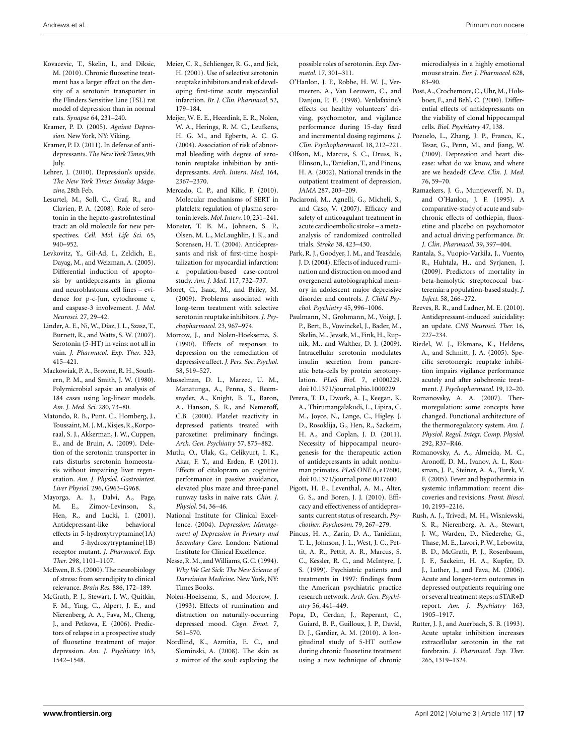Kovacevic, T., Skelin, I., and Diksic, M. (2010). Chronic fluoxetine treatment has a larger effect on the density of a serotonin transporter in the Flinders Sensitive Line (FSL) rat model of depression than in normal rats. *Synapse* 64, 231–240.

Kramer, P. D. (2005). *Against Depression*. New York, NY: Viking.

Kramer, P. D. (2011). In defense of antidepressants. *The New York Times*, 9th July.

Lehrer, J. (2010). Depression's upside. *The New York Times Sunday Magazine*, 28th Feb.

Lesurtel, M., Soll, C., Graf, R., and Clavien, P. A. (2008). Role of serotonin in the hepato-gastroIntestinal tract: an old molecule for new perspectives. *Cell. Mol. Life Sci.* 65, 940–952.

Levkovitz, Y., Gil-Ad, I., Zeldich, E., Dayag, M., and Weizman, A. (2005). Differential induction of apoptosis by antidepressants in glioma and neuroblastoma cell lines – evidence for p-c-Jun, cytochrome c, and caspase-3 involvement. *J. Mol. Neurosci.* 27, 29–42.

Linder, A. E., Ni, W., Diaz, J. L., Szasz, T., Burnett, R., and Watts, S. W. (2007). Serotonin (5-HT) in veins: not all in vain. *J. Pharmacol. Exp. Ther.* 323, 415–421.

Mackowiak, P. A., Browne, R. H., Southern, P. M., and Smith, J. W. (1980). Polymicrobial sepsis: an analysis of 184 cases using log-linear models. *Am. J. Med. Sci.* 280, 73–80.

Matondo, R. B., Punt, C., Homberg, J., Toussaint, M. J. M., Kisjes, R., Korporaal, S. J., Akkerman, J. W., Cuppen, E., and de Bruin, A. (2009). Deletion of the serotonin transporter in rats disturbs serotonin homeostasis without impairing liver regeneration. *Am. J. Physiol. Gastrointest. Liver Physiol.* 296, G963–G968.

Mayorga, A. J., Dalvi, A., Page, M. E., Zimov-Levinson, S., Hen, R., and Lucki, I. (2001). Antidepressant-like behavioral effects in 5-hydroxytryptamine(1A) and 5-hydroxytryptamine(1B) receptor mutant. *J. Pharmacol. Exp. Ther.* 298, 1101–1107.

McEwen, B. S. (2000). The neurobiology of stress: from serendipity to clinical relevance. *Brain Res.* 886, 172–189.

McGrath, P. J., Stewart, J. W., Quitkin, F. M., Ying, C., Alpert, J. E., and Nierenberg, A. A., Fava, M., Cheng, J., and Petkova, E. (2006). Predictors of relapse in a prospective study of fluoxetine treatment of major depression. *Am. J. Psychiatry* 163, 1542–1548.

Meier, C. R., Schlienger, R. G., and Jick, H. (2001). Use of selective serotonin reuptake inhibitors and risk of developing first-time acute myocardial infarction. *Br. J. Clin. Pharmacol.* 52, 179–184.

Meijer, W. E. E., Heerdink, E. R., Nolen, W. A., Herings, R. M. C., Leufkens, H. G. M., and Egberts, A. C. G. (2004). Association of risk of abnormal bleeding with degree of serotonin reuptake inhibition by antidepressants. *Arch. Intern. Med.* 164, 2367–2370.

Mercado, C. P., and Kilic, F. (2010). Molecular mechanisms of SERT in platelets: regulation of plasma serotonin levels. *Mol. Interv.* 10, 231–241.

Monster, T. B. M., Johnsen, S. P., Olsen, M. L., McLaughlin, J. K., and Sorensen, H. T. (2004). Antidepressants and risk of first-time hospitalization for myocardial infarction: a population-based case-control study. *Am. J. Med.* 117, 732–737.

Moret, C., Isaac, M., and Briley, M. (2009). Problems associated with long-term treatment with selective serotonin reuptake inhibitors. *J. Psychopharmacol.* 23, 967–974.

Morrow, J., and Nolen-Hoeksema, S. (1990). Effects of responses to depression on the remediation of depressive affect. *J. Pers. Soc. Psychol.* 58, 519–527.

Musselman, D. L., Marzec, U. M., Manatunga, A., Penna, S., Reemsnyder, A., Knight, B. T., Baron, A., Hanson, S. R., and Nemeroff, C.B. (2000). Platelet reactivity in depressed patients treated with paroxetine: preliminary findings. *Arch. Gen. Psychiatry* 57, 875–882.

Mutlu, O., Ulak, G., Celikyurt, I. K., Akar, F. Y., and Erden, F. (2011). Effects of citalopram on cognitive performance in passive avoidance, elevated plus maze and three-panel runway tasks in naive rats. *Chin. J. Physiol.* 54, 36–46.

National Institute for Clinical Excellence. (2004). *Depression: Management of Depression in Primary and Secondary Care*. London: National Institute for Clinical Excellence.

Nesse, R. M., and Williams, G. C. (1994). *Why We Get Sick: The New Science of Darwinian Medicine*. New York, NY: Times Books.

Nolen-Hoeksema, S., and Morrow, J. (1993). Effects of rumination and distraction on naturally-occurring depressed mood. *Cogn. Emot.* 7, 561–570.

Nordlind, K., Azmitia, E. C., and Slominski, A. (2008). The skin as a mirror of the soul: exploring the possible roles of serotonin. *Exp. Dermatol.* 17, 301–311.

O'Hanlon, J. F., Robbe, H. W. J., Vermeeren, A., Van Leeuwen, C., and Danjou, P. E. (1998). Venlafaxine's effects on healthy volunteers' driving, psychomotor, and vigilance performance during 15-day fixed and incremental dosing regimens. *J. Clin. Psychopharmacol.* 18, 212–221.

Olfson, M., Marcus, S. C., Druss, B., Elinson, L., Tanielian, T., and Pincus, H. A. (2002). National trends in the outpatient treatment of depression. *JAMA* 287, 203–209.

Paciaroni, M., Agnelli, G., Micheli, S., and Caso, V. (2007). Efficacy and safety of anticoagulant treatment in acute cardioembolic stroke – a meta-analysis of randomized controlled trials. *Stroke* 38, 423–430.

Park, R. J., Goodyer, I. M., and Teasdale, J. D. (2004). Effects of induced rumination and distraction on mood and overgeneral autobiographical memory in adolescent major depressive disorder and controls. *J. Child Psychol. Psychiatry* 45, 996–1006.

Paulmann, N., Grohmann, M., Voigt, J. P., Bert, B., Vowinckel, J., Bader, M., Skelin, M., Jevsek, M., Fink, H., Rupnik, M., and Walther, D. J. (2009). Intracellular serotonin modulates insulin secretion from pancreatic beta-cells by protein serotonylation. *PLoS Biol.* 7, e1000229. doi:10.1371/journal.pbio.1000229

Perera, T. D., Dwork, A. J., Keegan, K. A., Thirumangalakudi, L., Lipira, C. M., Joyce, N., Lange, C., Higley, J. D., Rosoklija, G., Hen, R., Sackeim, H. A., and Coplan, J. D. (2011). Necessity of hippocampal neurogenesis for the therapeutic action of antidepressants in adult nonhuman primates. *PLoS ONE* 6, e17600. doi:10.1371/journal.pone.0017600

Pigott, H. E., Leventhal, A. M., Alter, G. S., and Boren, J. J. (2010). Efficacy and effectiveness of antidepressants: current status of research. *Psychother. Psychosom.* 79, 267–279.

Pincus, H. A., Zarin, D. A., Tanielian, T. L., Johnson, J. L., West, J. C., Pettit, A. R., Pettit, A. R., Marcus, S. C., Kessler, R. C., and McIntyre, J. S. (1999). Psychiatric patients and treatments in 1997: findings from the American psychiatric practice research network. *Arch. Gen. Psychiatry* 56, 441–449.

Popa, D., Cerdan, J., Reperant, C., Guiard, B. P., Guilloux, J. P., David, D. J., Gardier, A. M. (2010). A longitudinal study of 5-HT outflow during chronic fluoxetine treatment using a new technique of chronic microdialysis in a highly emotional mouse strain. *Eur. J. Pharmacol.* 628, 83–90.

Post, A., Crochemore, C., Uhr, M., Holsboer, F., and Behl, C. (2000). Differential effects of antidepressants on the viability of clonal hippocampal cells. *Biol. Psychiatry* 47, 138.

Pozuelo, L., Zhang, J. P., Franco, K., Tesar, G., Penn, M., and Jiang, W. (2009). Depression and heart disease: what do we know, and where are we headed? *Cleve. Clin. J. Med.* 76, 59–70.

Ramaekers, J. G., Muntjewerff, N. D., and O'Hanlon, J. F. (1995). A comparative-study of acute and subchronic effects of dothiepin, fluoxetine and placebo on psychomotor and actual driving performance. *Br. J. Clin. Pharmacol.* 39, 397–404.

Rantala, S., Vuopio-Varkila, J., Vuento, R., Huhtala, H., and Syrjanen, J. (2009). Predictors of mortality in beta-hemolytic streptococcal bacteremia: a population-based study. *J. Infect.* 58, 266–272.

Reeves, R. R., and Ladner, M. E. (2010). Antidepressant-induced suicidality: an update. *CNS Neurosci. Ther.* 16, 227–234.

Riedel, W. J., Eikmans, K., Heldens, A., and Schmitt, J. A. (2005). Specific serotonergic reuptake inhibition impairs vigilance performance acutely and after subchronic treatment. *J. Psychopharmacol.* 19, 12–20.

Romanovsky, A. A. (2007). Thermoregulation: some concepts have changed. Functional architecture of the thermoregulatory system. *Am. J. Physiol. Regul. Integr. Comp. Physiol.* 292, R37–R46.

Romanovsky, A. A., Almeida, M. C., Aronoff, D. M., Ivanov, A. I., Konsman, J. P., Steiner, A. A., Turek, V. F. (2005). Fever and hypothermia in systemic inflammation: recent discoveries and revisions. *Front. Biosci.* 10, 2193–2216.

Rush, A. J., Trivedi, M. H., Wisniewski, S. R., Nierenberg, A. A., Stewart, J. W., Warden, D., Niederehe, G., Thase, M. E., Lavori, P. W., Lebowitz, B. D., McGrath, P. J., Rosenbaum, J. F., Sackeim, H. A., Kupfer, D. J., Luther, J., and Fava, M. (2006). Acute and longer-term outcomes in depressed outpatients requiring one or several treatment steps: a STAR*D report. *Am. J. Psychiatry* 163, 1905–1917.

Rutter, J. J., and Auerbach, S. B. (1993). Acute uptake inhibition increases extracellular serotonin in the rat forebrain. *J. Pharmacol. Exp. Ther.* 265, 1319–1324.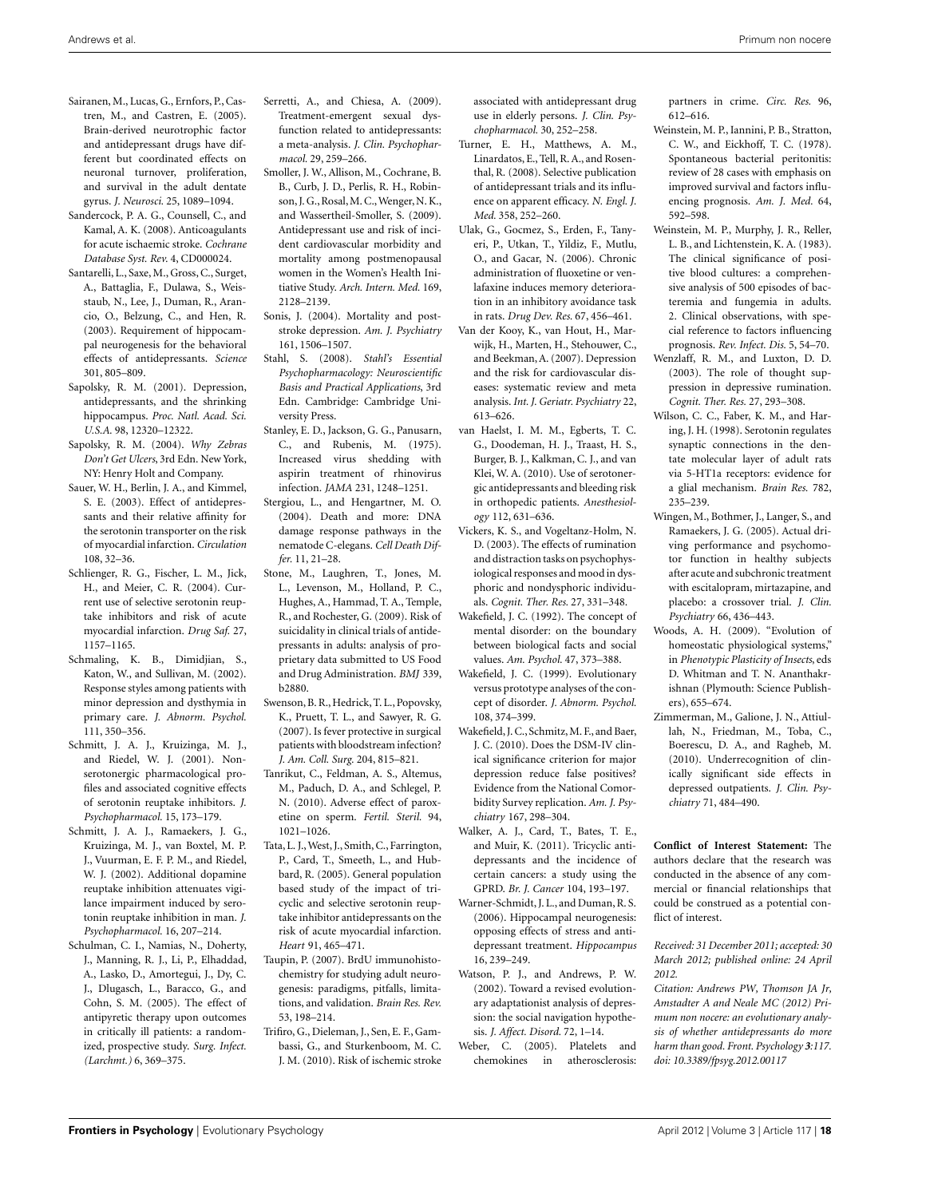Sairanen, M., Lucas, G., Ernfors, P., Castren, M., and Castren, E. (2005). Brain-derived neurotrophic factor and antidepressant drugs have different but coordinated effects on neuronal turnover, proliferation, and survival in the adult dentate gyrus. *J. Neurosci.* 25, 1089–1094.

Sandercock, P. A. G., Counsell, C., and Kamal, A. K. (2008). Anticoagulants for acute ischaemic stroke. *Cochrane Database Syst. Rev.* 4, CD000024.

Santarelli, L., Saxe, M., Gross, C., Surget, A., Battaglia, F., Dulawa, S., Weisstaub, N., Lee, J., Duman, R., Arancio, O., Belzung, C., and Hen, R. (2003). Requirement of hippocampal neurogenesis for the behavioral effects of antidepressants. *Science* 301, 805–809.

Sapolsky, R. M. (2001). Depression, antidepressants, and the shrinking hippocampus. *Proc. Natl. Acad. Sci. U.S.A.* 98, 12320–12322.

Sapolsky, R. M. (2004). *Why Zebras Don't Get Ulcers*, 3rd Edn. New York, NY: Henry Holt and Company.

Sauer, W. H., Berlin, J. A., and Kimmel, S. E. (2003). Effect of antidepressants and their relative affinity for the serotonin transporter on the risk of myocardial infarction. *Circulation* 108, 32–36.

Schlienger, R. G., Fischer, L. M., Jick, H., and Meier, C. R. (2004). Current use of selective serotonin reuptake inhibitors and risk of acute myocardial infarction. *Drug Saf.* 27, 1157–1165.

Schmaling, K. B., Dimidjian, S., Katon, W., and Sullivan, M. (2002). Response styles among patients with minor depression and dysthymia in primary care. *J. Abnorm. Psychol.* 111, 350–356.

Schmitt, J. A. J., Kruizinga, M. J., and Riedel, W. J. (2001). Non-serotonergic pharmacological profiles and associated cognitive effects of serotonin reuptake inhibitors. *J. Psychopharmacol.* 15, 173–179.

Schmitt, J. A. J., Ramaekers, J. G., Kruizinga, M. J., van Boxtel, M. P. J., Vuurman, E. F. P. M., and Riedel, W. J. (2002). Additional dopamine reuptake inhibition attenuates vigilance impairment induced by serotonin reuptake inhibition in man. *J. Psychopharmacol.* 16, 207–214.

Schulman, C. I., Namias, N., Doherty, J., Manning, R. J., Li, P., Elhaddad, A., Lasko, D., Amortegui, J., Dy, C. J., Dlugasch, L., Baracco, G., and Cohn, S. M. (2005). The effect of antipyretic therapy upon outcomes in critically ill patients: a randomized, prospective study. *Surg. Infect. (Larchmt.)* 6, 369–375.

Serretti, A., and Chiesa, A. (2009). Treatment-emergent sexual dysfunction related to antidepressants: a meta-analysis. *J. Clin. Psychopharmacol.* 29, 259–266.

Smoller, J. W., Allison, M., Cochrane, B. B., Curb, J. D., Perlis, R. H., Robinson, J. G., Rosal, M. C., Wenger, N. K., and Wassertheil-Smoller, S. (2009). Antidepressant use and risk of incident cardiovascular morbidity and mortality among postmenopausal women in the Women's Health Initiative Study. *Arch. Intern. Med.* 169, 2128–2139.

Sonis, J. (2004). Mortality and post-stroke depression. *Am. J. Psychiatry* 161, 1506–1507.

Stahl, S. (2008). *Stahl's Essential Psychopharmacology: Neuroscientific Basis and Practical Applications*, 3rd Edn. Cambridge: Cambridge University Press.

Stanley, E. D., Jackson, G. G., Panusarn, C., and Rubenis, M. (1975). Increased virus shedding with aspirin treatment of rhinovirus infection. *JAMA* 231, 1248–1251.

Stergiou, L., and Hengartner, M. O. (2004). Death and more: DNA damage response pathways in the nematode C-elegans. *Cell Death Differ.* 11, 21–28.

Stone, M., Laughren, T., Jones, M. L., Levenson, M., Holland, P. C., Hughes, A., Hammad, T. A., Temple, R., and Rochester, G. (2009). Risk of suicidality in clinical trials of antidepressants in adults: analysis of proprietary data submitted to US Food and Drug Administration. *BMJ* 339, b2880.

Swenson, B. R., Hedrick, T. L., Popovsky, K., Pruett, T. L., and Sawyer, R. G. (2007). Is fever protective in surgical patients with bloodstream infection? *J. Am. Coll. Surg.* 204, 815–821.

Tanrikut, C., Feldman, A. S., Altemus, M., Paduch, D. A., and Schlegel, P. N. (2010). Adverse effect of paroxetine on sperm. *Fertil. Steril.* 94, 1021–1026.

Tata, L. J., West, J., Smith, C., Farrington, P., Card, T., Smeeth, L., and Hubbard, R. (2005). General population based study of the impact of tricyclic and selective serotonin reuptake inhibitor antidepressants on the risk of acute myocardial infarction. *Heart* 91, 465–471.

Taupin, P. (2007). BrdU immunohistochemistry for studying adult neurogenesis: paradigms, pitfalls, limitations, and validation. *Brain Res. Rev.* 53, 198–214.

Trifiro, G., Dieleman, J., Sen, E. F., Gambassi, G., and Sturkenboom, M. C. J. M. (2010). Risk of ischemic stroke associated with antidepressant drug use in elderly persons. *J. Clin. Psychopharmacol.* 30, 252–258.

Turner, E. H., Matthews, A. M., Linardatos, E., Tell, R. A., and Rosenthal, R. (2008). Selective publication of antidepressant trials and its influence on apparent efficacy. *N. Engl. J. Med.* 358, 252–260.

Ulak, G., Gocmez, S., Erden, F., Tanyeri, P., Utkan, T., Yildiz, F., Mutlu, O., and Gacar, N. (2006). Chronic administration of fluoxetine or venlafaxine induces memory deterioration in an inhibitory avoidance task in rats. *Drug Dev. Res.* 67, 456–461.

Van der Kooy, K., van Hout, H., Marwijk, H., Marten, H., Stehouwer, C., and Beekman, A. (2007). Depression and the risk for cardiovascular diseases: systematic review and meta analysis. *Int. J. Geriatr. Psychiatry* 22, 613–626.

van Haelst, I. M. M., Egberts, T. C. G., Doodeman, H. J., Traast, H. S., Burger, B. J., Kalkman, C. J., and van Klei, W. A. (2010). Use of serotonergic antidepressants and bleeding risk in orthopedic patients. *Anesthesiology* 112, 631–636.

Vickers, K. S., and Vogeltanz-Holm, N. D. (2003). The effects of rumination and distraction tasks on psychophysiological responses and mood in dysphoric and nondysphoric individuals. *Cognit. Ther. Res.* 27, 331–348.

Wakefield, J. C. (1992). The concept of mental disorder: on the boundary between biological facts and social values. *Am. Psychol.* 47, 373–388.

Wakefield, J. C. (1999). Evolutionary versus prototype analyses of the concept of disorder. *J. Abnorm. Psychol.* 108, 374–399.

Wakefield, J. C., Schmitz, M. F., and Baer, J. C. (2010). Does the DSM-IV clinical significance criterion for major depression reduce false positives? Evidence from the National Comorbidity Survey replication. *Am. J. Psychiatry* 167, 298–304.

Walker, A. J., Card, T., Bates, T. E., and Muir, K. (2011). Tricyclic antidepressants and the incidence of certain cancers: a study using the GPRD. *Br. J. Cancer* 104, 193–197.

Warner-Schmidt, J. L., and Duman, R. S. (2006). Hippocampal neurogenesis: opposing effects of stress and antidepressant treatment. *Hippocampus* 16, 239–249.

Watson, P. J., and Andrews, P. W. (2002). Toward a revised evolutionary adaptationist analysis of depression: the social navigation hypothesis. *J. Affect. Disord.* 72, 1–14.

Weber, C. (2005). Platelets and chemokines in atherosclerosis: partners in crime. *Circ. Res.* 96, 612–616.

Weinstein, M. P., Iannini, P. B., Stratton, C. W., and Eickhoff, T. C. (1978). Spontaneous bacterial peritonitis: review of 28 cases with emphasis on improved survival and factors influencing prognosis. *Am. J. Med.* 64, 592–598.

Weinstein, M. P., Murphy, J. R., Reller, L. B., and Lichtenstein, K. A. (1983). The clinical significance of positive blood cultures: a comprehensive analysis of 500 episodes of bacteremia and fungemia in adults. 2. Clinical observations, with special reference to factors influencing prognosis. *Rev. Infect. Dis.* 5, 54–70.

Wenzlaff, R. M., and Luxton, D. D. (2003). The role of thought suppression in depressive rumination. *Cognit. Ther. Res.* 27, 293–308.

Wilson, C. C., Faber, K. M., and Haring, J. H. (1998). Serotonin regulates synaptic connections in the dentate molecular layer of adult rats via 5-HT1a receptors: evidence for a glial mechanism. *Brain Res.* 782, 235–239.

Wingen, M., Bothmer, J., Langer, S., and Ramaekers, J. G. (2005). Actual driving performance and psychomotor function in healthy subjects after acute and subchronic treatment with escitalopram, mirtazapine, and placebo: a crossover trial. *J. Clin. Psychiatry* 66, 436–443.

Woods, A. H. (2009). "Evolution of homeostatic physiological systems," in *Phenotypic Plasticity of Insects*, eds D. Whitman and T. N. Ananthakrishnan (Plymouth: Science Publishers), 655–674.

Zimmerman, M., Galione, J. N., Attiullah, N., Friedman, M., Toba, C., Boerescu, D. A., and Ragheb, M. (2010). Underrecognition of clinically significant side effects in depressed outpatients. *J. Clin. Psychiatry* 71, 484–490.

**Conflict of Interest Statement:** The authors declare that the research was conducted in the absence of any commercial or financial relationships that could be construed as a potential conflict of interest.

*Received: 31 December 2011; accepted: 30 March 2012; published online: 24 April 2012.*

*Citation: Andrews PW, Thomson JA Jr, Amstadter A and Neale MC (2012) Primum non nocere: an evolutionary analysis of whether antidepressants do more harm than good. Front. Psychology* ***3****:117. doi: 10.3389/fpsyg.2012.00117*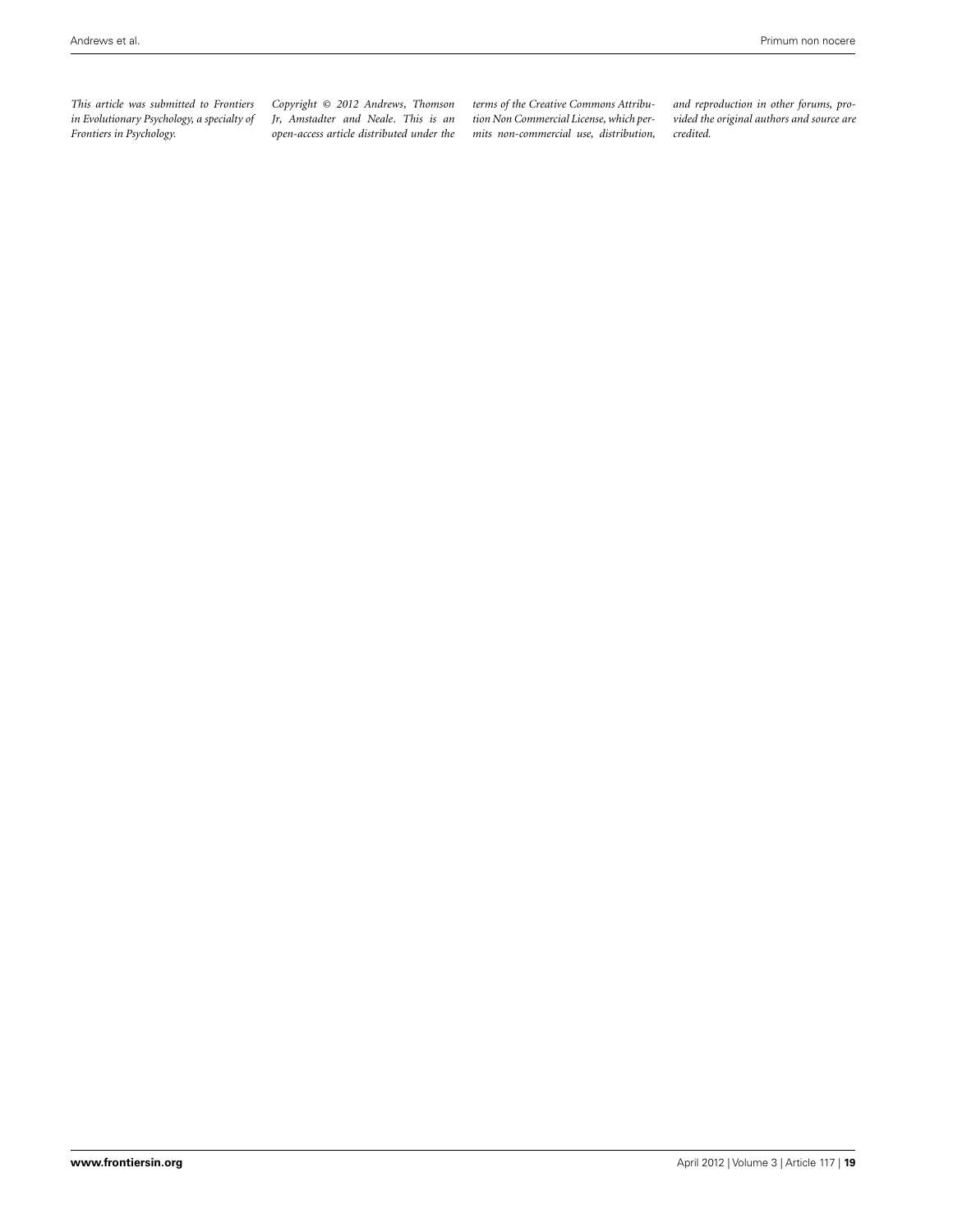*This article was submitted to Frontiers in Evolutionary Psychology, a specialty of Frontiers in Psychology.*

*Copyright © 2012 Andrews, Thomson Jr, Amstadter and Neale. This is an open-access article distributed under the terms of the Creative Commons Attribution Non Commercial License, which permits non-commercial use, distribution, and reproduction in other forums, provided the original authors and source are credited.*